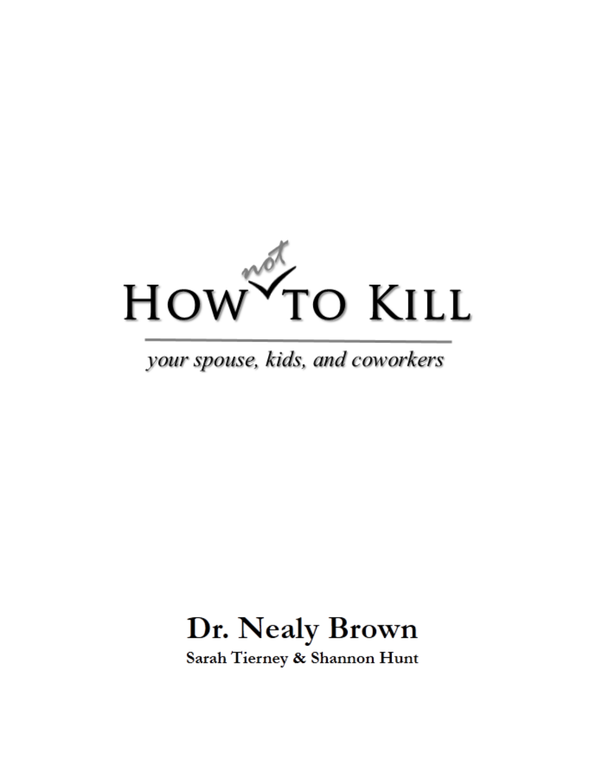# How *not* to Kill

*your spouse, kids, and coworkers*

**Dr. Nealy Brown**

**Sarah Tierney & Shannon Hunt**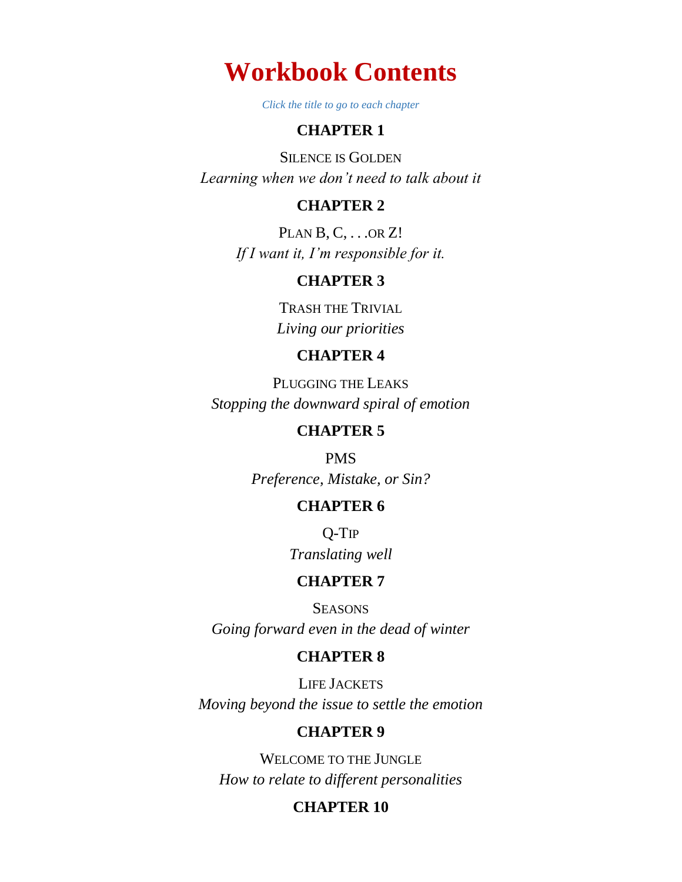# Workbook Contents

*Click the title to go to each chapter*

## CHAPTER 1

SILENCE IS GOLDEN
*Learning when we don't need to talk about it*

## CHAPTER 2

PLAN B, C, . . .OR Z!
*If I want it, I'm responsible for it.*

## CHAPTER 3

TRASH THE TRIVIAL
*Living our priorities*

## CHAPTER 4

PLUGGING THE LEAKS
*Stopping the downward spiral of emotion*

## CHAPTER 5

PMS
*Preference, Mistake, or Sin?*

## CHAPTER 6

Q-TIP
*Translating well*

## CHAPTER 7

SEASONS
*Going forward even in the dead of winter*

## CHAPTER 8

LIFE JACKETS
*Moving beyond the issue to settle the emotion*

## CHAPTER 9

WELCOME TO THE JUNGLE
*How to relate to different personalities*

## CHAPTER 10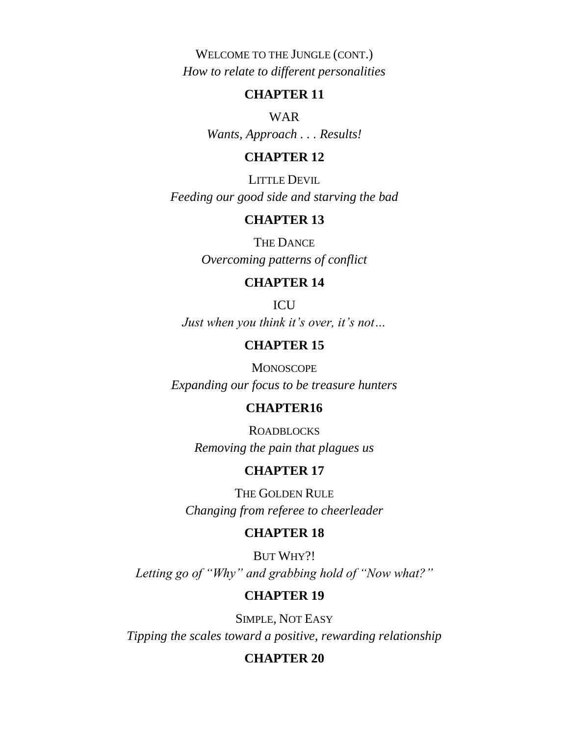WELCOME TO THE JUNGLE (CONT.)

*How to relate to different personalities*

**CHAPTER 11**

WAR

*Wants, Approach . . . Results!*

**CHAPTER 12**

LITTLE DEVIL

*Feeding our good side and starving the bad*

**CHAPTER 13**

THE DANCE

*Overcoming patterns of conflict*

**CHAPTER 14**

ICU

*Just when you think it's over, it's not…*

**CHAPTER 15**

MONOSCOPE

*Expanding our focus to be treasure hunters*

**CHAPTER16**

ROADBLOCKS

*Removing the pain that plagues us*

**CHAPTER 17**

THE GOLDEN RULE

*Changing from referee to cheerleader*

**CHAPTER 18**

BUT WHY?!

*Letting go of "Why" and grabbing hold of "Now what?"*

**CHAPTER 19**

SIMPLE, NOT EASY

*Tipping the scales toward a positive, rewarding relationship*

**CHAPTER 20**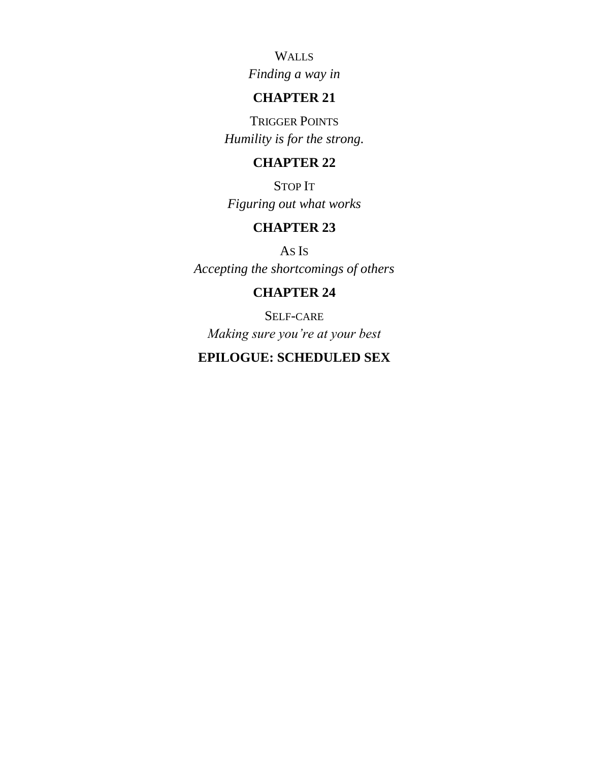WALLS

*Finding a way in*

**CHAPTER 21**

TRIGGER POINTS

*Humility is for the strong.*

**CHAPTER 22**

STOP IT

*Figuring out what works*

**CHAPTER 23**

AS IS

*Accepting the shortcomings of others*

**CHAPTER 24**

SELF-CARE

*Making sure you're at your best*

**EPILOGUE: SCHEDULED SEX**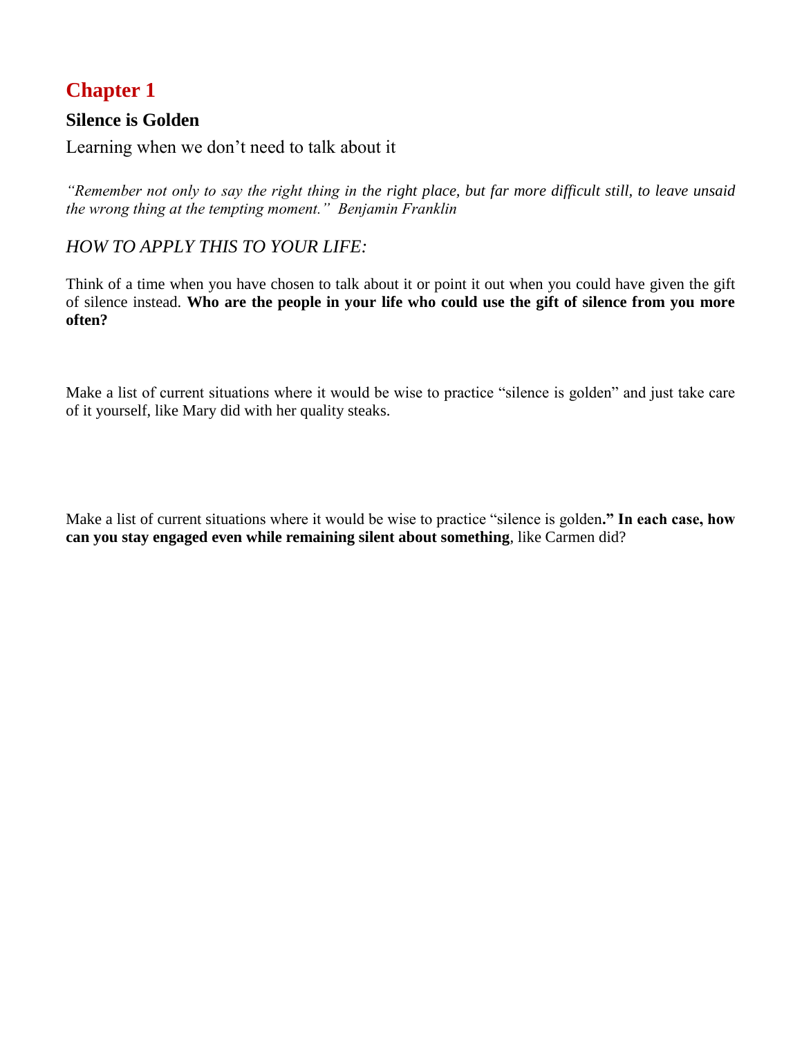# Chapter 1

## Silence is Golden

Learning when we don't need to talk about it

*"Remember not only to say the right thing in the right place, but far more difficult still, to leave unsaid the wrong thing at the tempting moment." Benjamin Franklin*

*HOW TO APPLY THIS TO YOUR LIFE:*

Think of a time when you have chosen to talk about it or point it out when you could have given the gift of silence instead. **Who are the people in your life who could use the gift of silence from you more often?**

Make a list of current situations where it would be wise to practice "silence is golden" and just take care of it yourself, like Mary did with her quality steaks.

Make a list of current situations where it would be wise to practice "silence is golden**." In each case, how can you stay engaged even while remaining silent about something**, like Carmen did?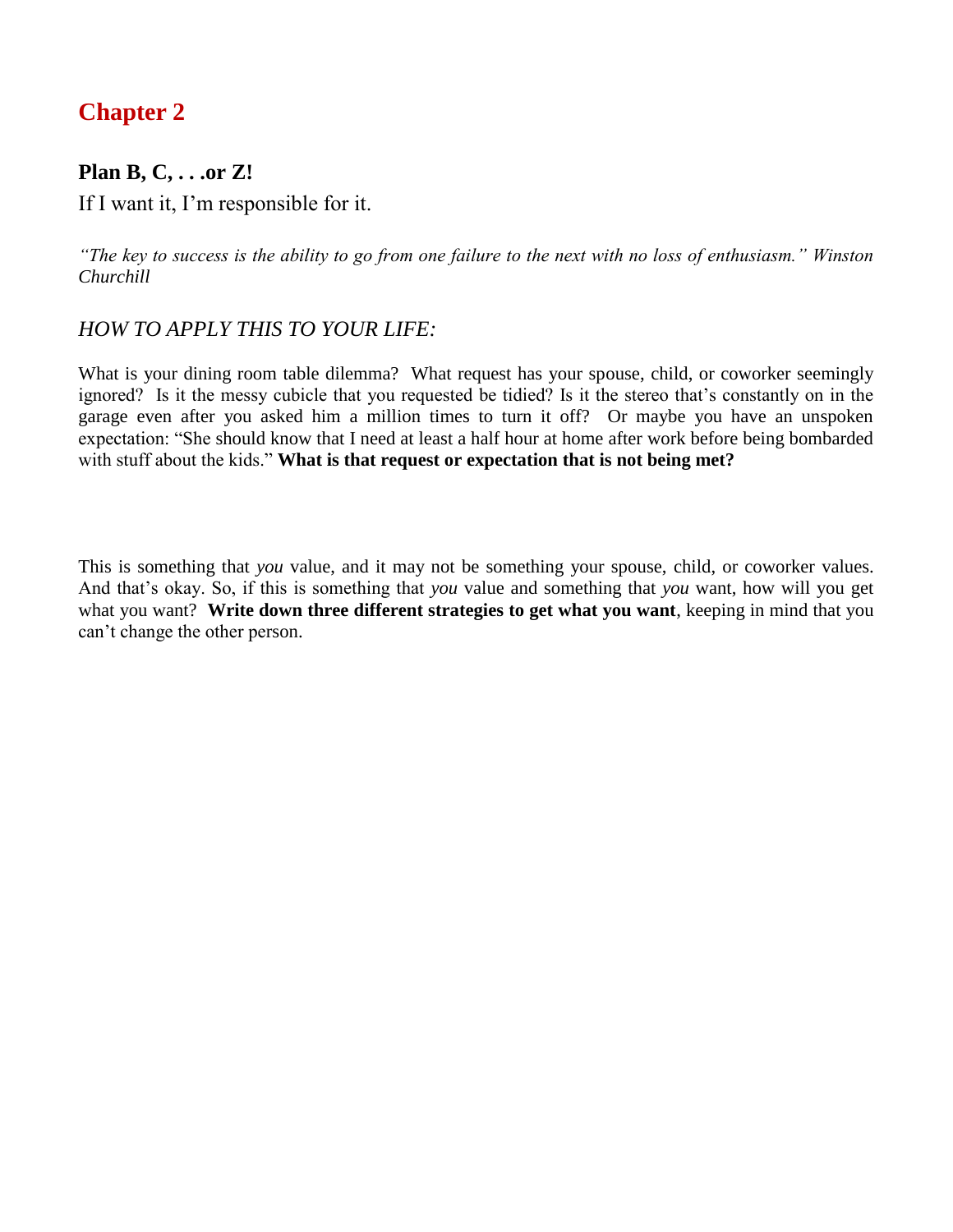# Chapter 2

**Plan B, C, . . .or Z!**

If I want it, I'm responsible for it.

*"The key to success is the ability to go from one failure to the next with no loss of enthusiasm." Winston Churchill*

*HOW TO APPLY THIS TO YOUR LIFE:*

What is your dining room table dilemma? What request has your spouse, child, or coworker seemingly ignored? Is it the messy cubicle that you requested be tidied? Is it the stereo that's constantly on in the garage even after you asked him a million times to turn it off? Or maybe you have an unspoken expectation: "She should know that I need at least a half hour at home after work before being bombarded with stuff about the kids." **What is that request or expectation that is not being met?**

This is something that *you* value, and it may not be something your spouse, child, or coworker values. And that's okay. So, if this is something that *you* value and something that *you* want, how will you get what you want? **Write down three different strategies to get what you want**, keeping in mind that you can't change the other person.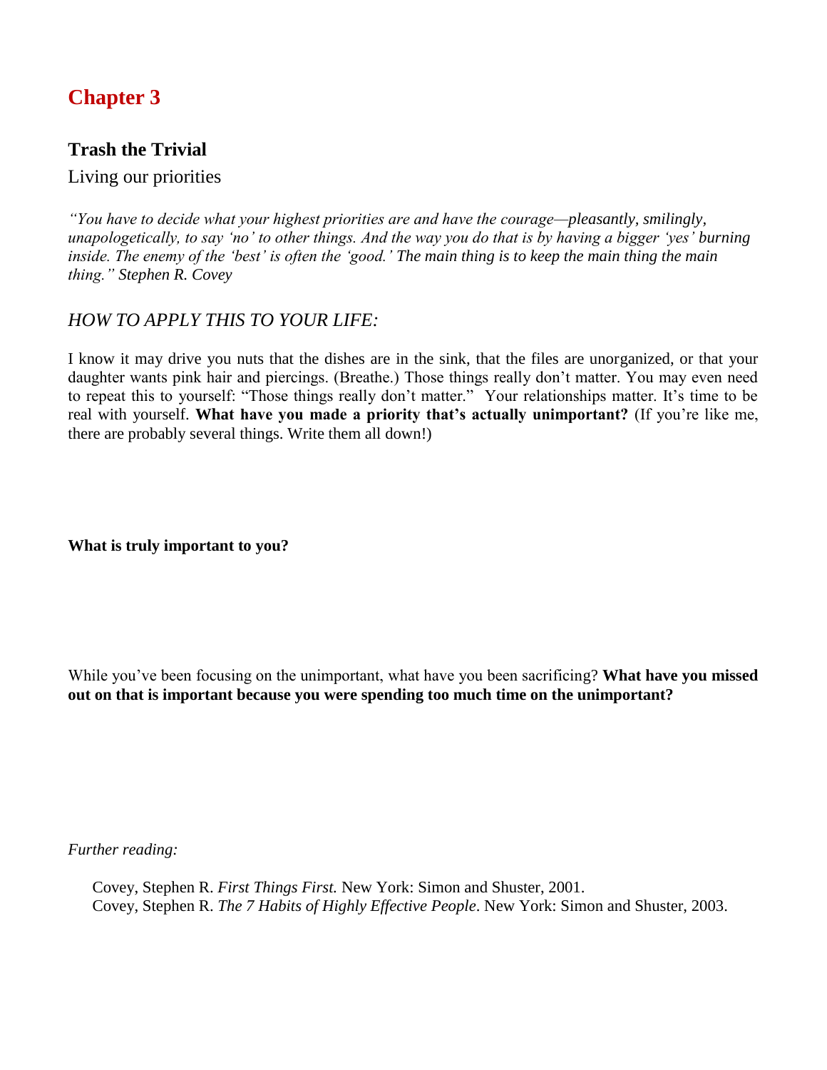# Chapter 3

## Trash the Trivial

Living our priorities

*"You have to decide what your highest priorities are and have the courage—pleasantly, smilingly, unapologetically, to say 'no' to other things. And the way you do that is by having a bigger 'yes' burning inside. The enemy of the 'best' is often the 'good.' The main thing is to keep the main thing the main thing." Stephen R. Covey*

### *HOW TO APPLY THIS TO YOUR LIFE:*

I know it may drive you nuts that the dishes are in the sink, that the files are unorganized, or that your daughter wants pink hair and piercings. (Breathe.) Those things really don't matter. You may even need to repeat this to yourself: "Those things really don't matter." Your relationships matter. It's time to be real with yourself. **What have you made a priority that's actually unimportant?** (If you're like me, there are probably several things. Write them all down!)

**What is truly important to you?**

While you've been focusing on the unimportant, what have you been sacrificing? **What have you missed out on that is important because you were spending too much time on the unimportant?**

*Further reading:*

Covey, Stephen R. *First Things First.* New York: Simon and Shuster, 2001.
Covey, Stephen R. *The 7 Habits of Highly Effective People*. New York: Simon and Shuster, 2003.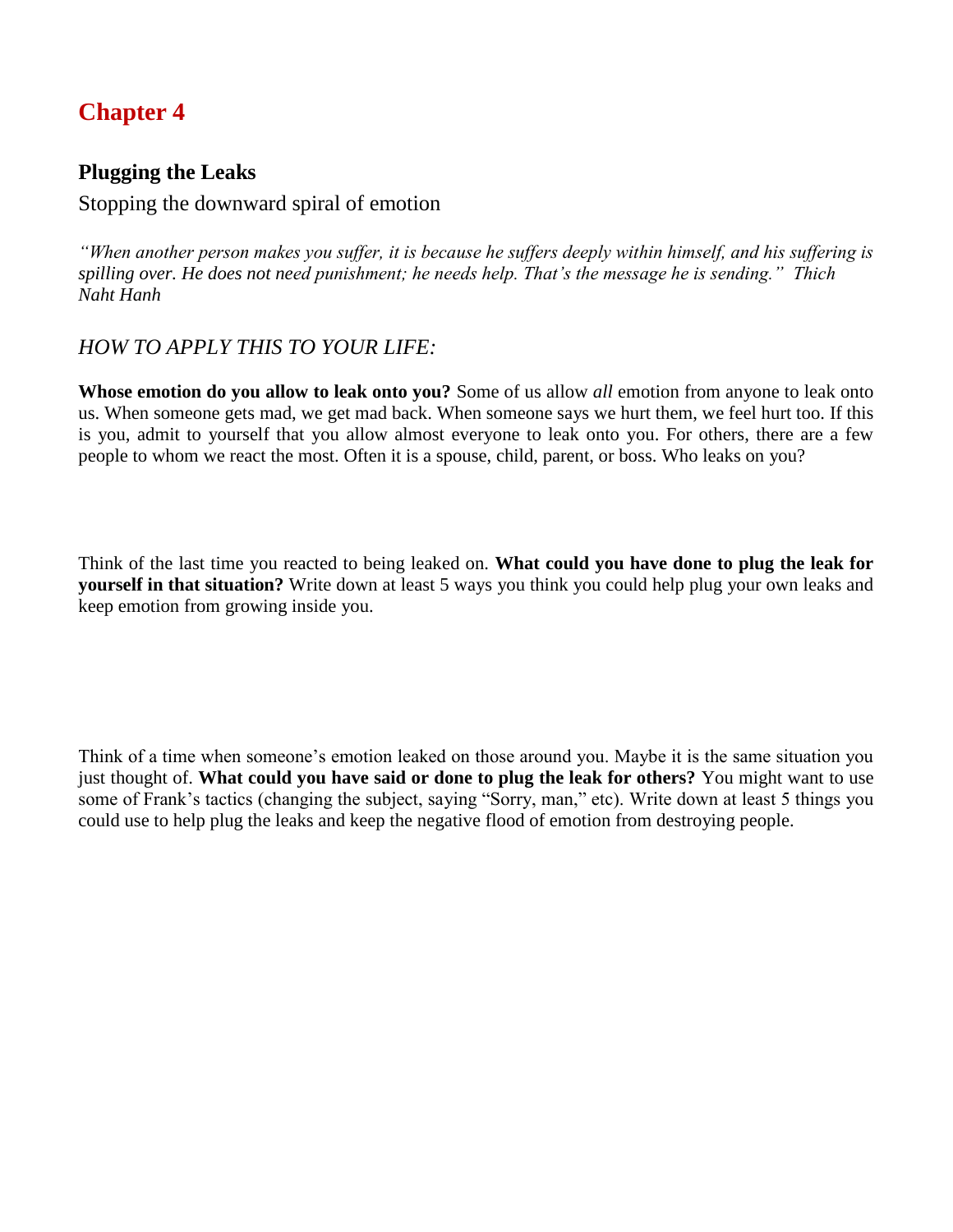# Chapter 4

## Plugging the Leaks

Stopping the downward spiral of emotion

*"When another person makes you suffer, it is because he suffers deeply within himself, and his suffering is spilling over. He does not need punishment; he needs help. That's the message he is sending." Thich Naht Hanh*

### *HOW TO APPLY THIS TO YOUR LIFE:*

**Whose emotion do you allow to leak onto you?** Some of us allow *all* emotion from anyone to leak onto us. When someone gets mad, we get mad back. When someone says we hurt them, we feel hurt too. If this is you, admit to yourself that you allow almost everyone to leak onto you. For others, there are a few people to whom we react the most. Often it is a spouse, child, parent, or boss. Who leaks on you?

Think of the last time you reacted to being leaked on. **What could you have done to plug the leak for yourself in that situation?** Write down at least 5 ways you think you could help plug your own leaks and keep emotion from growing inside you.

Think of a time when someone's emotion leaked on those around you. Maybe it is the same situation you just thought of. **What could you have said or done to plug the leak for others?** You might want to use some of Frank's tactics (changing the subject, saying "Sorry, man," etc). Write down at least 5 things you could use to help plug the leaks and keep the negative flood of emotion from destroying people.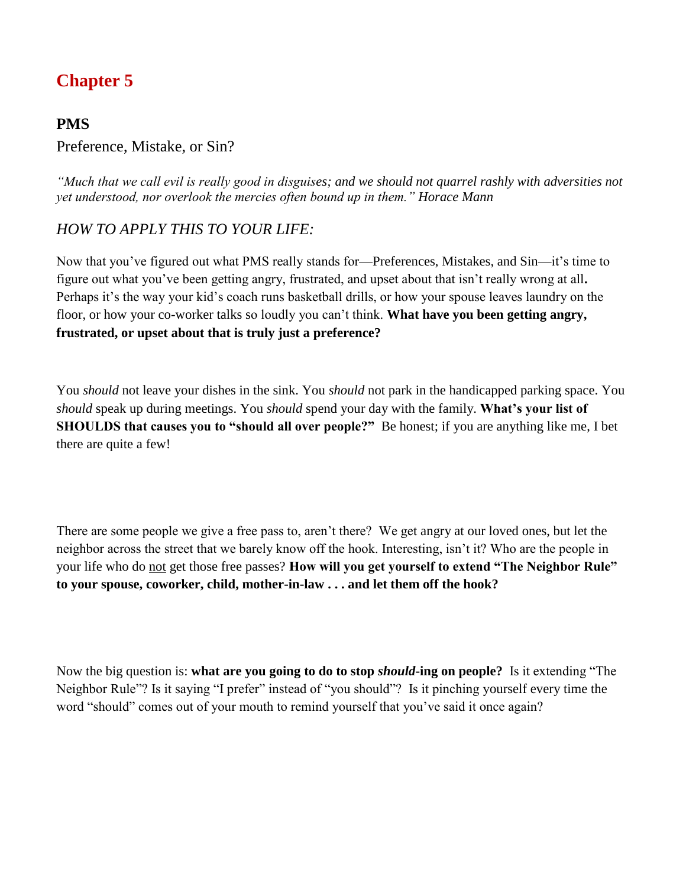# Chapter 5

## PMS

Preference, Mistake, or Sin?

*"Much that we call evil is really good in disguises; and we should not quarrel rashly with adversities not yet understood, nor overlook the mercies often bound up in them." Horace Mann*

*HOW TO APPLY THIS TO YOUR LIFE:*

Now that you've figured out what PMS really stands for—Preferences, Mistakes, and Sin—it's time to figure out what you've been getting angry, frustrated, and upset about that isn't really wrong at all**.** Perhaps it's the way your kid's coach runs basketball drills, or how your spouse leaves laundry on the floor, or how your co-worker talks so loudly you can't think. **What have you been getting angry, frustrated, or upset about that is truly just a preference?**

You *should* not leave your dishes in the sink. You *should* not park in the handicapped parking space. You *should* speak up during meetings. You *should* spend your day with the family. **What's your list of SHOULDS that causes you to "should all over people?"** Be honest; if you are anything like me, I bet there are quite a few!

There are some people we give a free pass to, aren't there? We get angry at our loved ones, but let the neighbor across the street that we barely know off the hook. Interesting, isn't it? Who are the people in your life who do <u>not</u> get those free passes? **How will you get yourself to extend "The Neighbor Rule" to your spouse, coworker, child, mother-in-law . . . and let them off the hook?**

Now the big question is: **what are you going to do to stop *should*-ing on people?** Is it extending "The Neighbor Rule"? Is it saying "I prefer" instead of "you should"? Is it pinching yourself every time the word "should" comes out of your mouth to remind yourself that you've said it once again?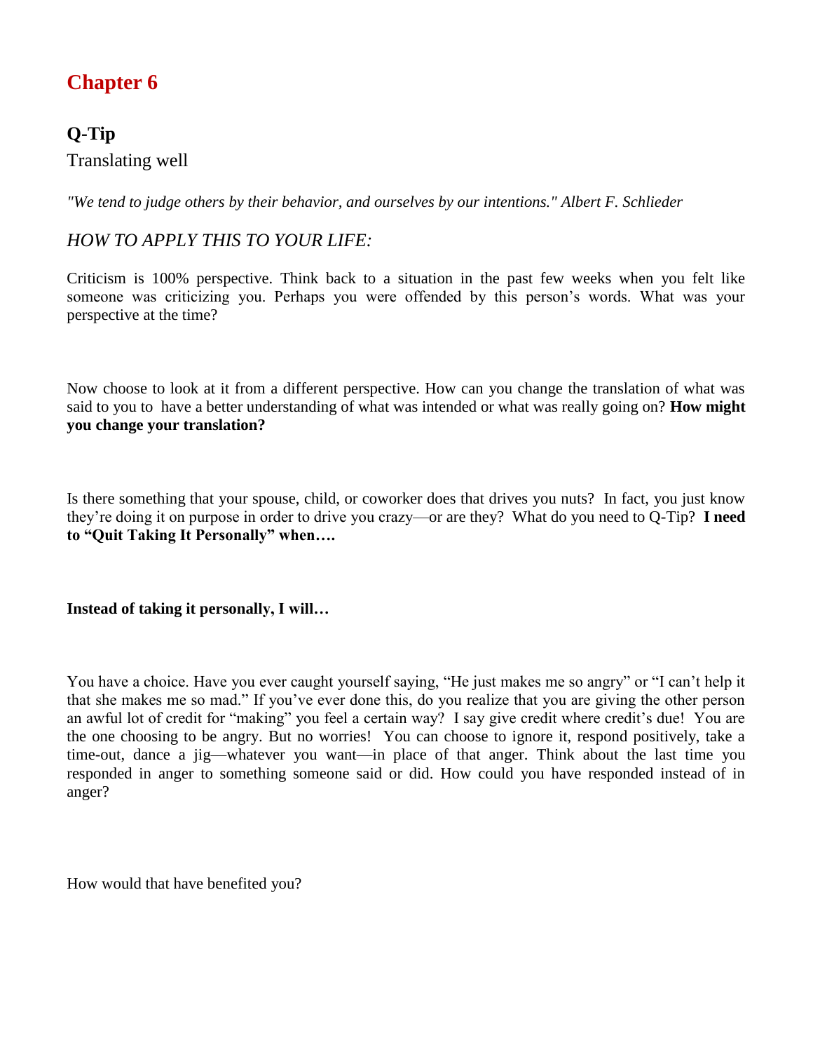# Chapter 6

## Q-Tip

Translating well

*"We tend to judge others by their behavior, and ourselves by our intentions." Albert F. Schlieder*

### *HOW TO APPLY THIS TO YOUR LIFE:*

Criticism is 100% perspective. Think back to a situation in the past few weeks when you felt like someone was criticizing you. Perhaps you were offended by this person's words. What was your perspective at the time?

Now choose to look at it from a different perspective. How can you change the translation of what was said to you to have a better understanding of what was intended or what was really going on? **How might you change your translation?**

Is there something that your spouse, child, or coworker does that drives you nuts? In fact, you just know they're doing it on purpose in order to drive you crazy—or are they? What do you need to Q-Tip? **I need to "Quit Taking It Personally" when….**

**Instead of taking it personally, I will…**

You have a choice. Have you ever caught yourself saying, "He just makes me so angry" or "I can't help it that she makes me so mad." If you've ever done this, do you realize that you are giving the other person an awful lot of credit for "making" you feel a certain way? I say give credit where credit's due! You are the one choosing to be angry. But no worries! You can choose to ignore it, respond positively, take a time-out, dance a jig—whatever you want—in place of that anger. Think about the last time you responded in anger to something someone said or did. How could you have responded instead of in anger?

How would that have benefited you?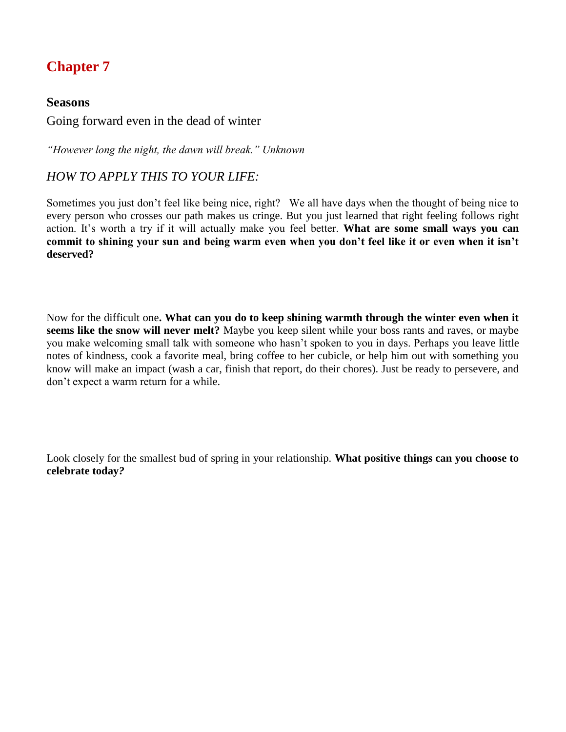# Chapter 7

## Seasons

Going forward even in the dead of winter

*"However long the night, the dawn will break." Unknown*

### *HOW TO APPLY THIS TO YOUR LIFE:*

Sometimes you just don't feel like being nice, right? We all have days when the thought of being nice to every person who crosses our path makes us cringe. But you just learned that right feeling follows right action. It's worth a try if it will actually make you feel better. **What are some small ways you can commit to shining your sun and being warm even when you don't feel like it or even when it isn't deserved?**

Now for the difficult one**. What can you do to keep shining warmth through the winter even when it seems like the snow will never melt?** Maybe you keep silent while your boss rants and raves, or maybe you make welcoming small talk with someone who hasn't spoken to you in days. Perhaps you leave little notes of kindness, cook a favorite meal, bring coffee to her cubicle, or help him out with something you know will make an impact (wash a car, finish that report, do their chores). Just be ready to persevere, and don't expect a warm return for a while.

Look closely for the smallest bud of spring in your relationship. **What positive things can you choose to celebrate today?**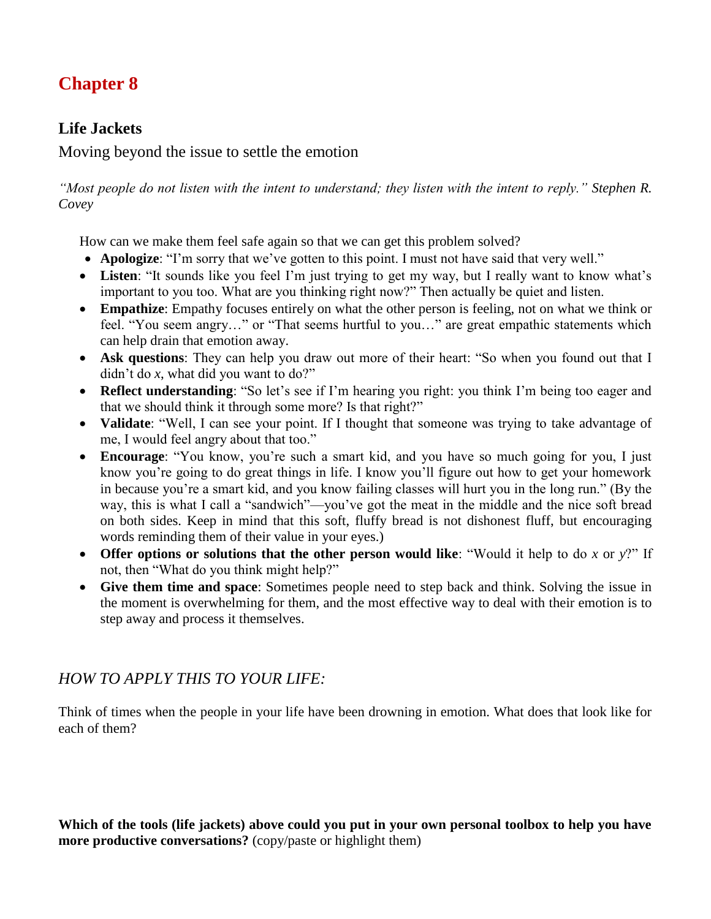# Chapter 8

## Life Jackets

Moving beyond the issue to settle the emotion

*"Most people do not listen with the intent to understand; they listen with the intent to reply."* Stephen R. Covey

How can we make them feel safe again so that we can get this problem solved?

- **Apologize**: "I'm sorry that we've gotten to this point. I must not have said that very well."
- **Listen**: "It sounds like you feel I'm just trying to get my way, but I really want to know what's important to you too. What are you thinking right now?" Then actually be quiet and listen.
- **Empathize**: Empathy focuses entirely on what the other person is feeling, not on what we think or feel. "You seem angry…" or "That seems hurtful to you…" are great empathic statements which can help drain that emotion away.
- **Ask questions**: They can help you draw out more of their heart: "So when you found out that I didn't do *x*, what did you want to do?"
- **Reflect understanding**: "So let's see if I'm hearing you right: you think I'm being too eager and that we should think it through some more? Is that right?"
- **Validate**: "Well, I can see your point. If I thought that someone was trying to take advantage of me, I would feel angry about that too."
- **Encourage**: "You know, you're such a smart kid, and you have so much going for you, I just know you're going to do great things in life. I know you'll figure out how to get your homework in because you're a smart kid, and you know failing classes will hurt you in the long run." (By the way, this is what I call a "sandwich"—you've got the meat in the middle and the nice soft bread on both sides. Keep in mind that this soft, fluffy bread is not dishonest fluff, but encouraging words reminding them of their value in your eyes.)
- **Offer options or solutions that the other person would like**: "Would it help to do *x* or *y*?" If not, then "What do you think might help?"
- **Give them time and space**: Sometimes people need to step back and think. Solving the issue in the moment is overwhelming for them, and the most effective way to deal with their emotion is to step away and process it themselves.

## *HOW TO APPLY THIS TO YOUR LIFE:*

Think of times when the people in your life have been drowning in emotion. What does that look like for each of them?

**Which of the tools (life jackets) above could you put in your own personal toolbox to help you have more productive conversations?** (copy/paste or highlight them)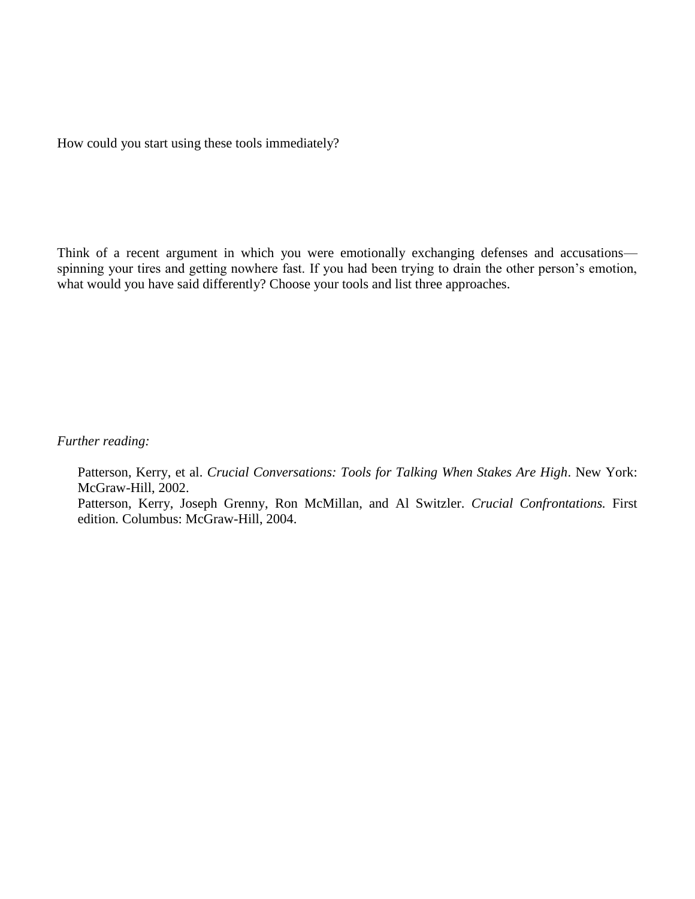How could you start using these tools immediately?

Think of a recent argument in which you were emotionally exchanging defenses and accusations—spinning your tires and getting nowhere fast. If you had been trying to drain the other person's emotion, what would you have said differently? Choose your tools and list three approaches.

*Further reading:*

Patterson, Kerry, et al. *Crucial Conversations: Tools for Talking When Stakes Are High*. New York: McGraw-Hill, 2002.

Patterson, Kerry, Joseph Grenny, Ron McMillan, and Al Switzler. *Crucial Confrontations.* First edition. Columbus: McGraw-Hill, 2004.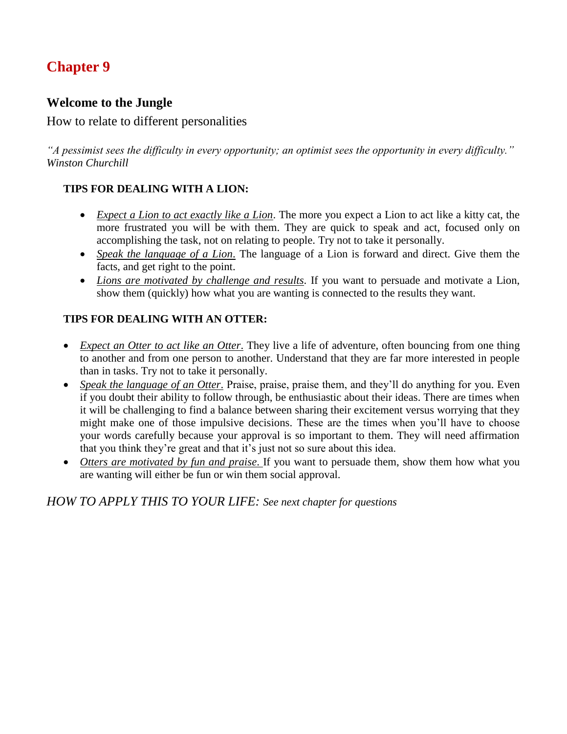# Chapter 9

## Welcome to the Jungle

How to relate to different personalities

*"A pessimist sees the difficulty in every opportunity; an optimist sees the opportunity in every difficulty."*
*Winston Churchill*

**TIPS FOR DEALING WITH A LION:**

- *Expect a Lion to act exactly like a Lion*. The more you expect a Lion to act like a kitty cat, the more frustrated you will be with them. They are quick to speak and act, focused only on accomplishing the task, not on relating to people. Try not to take it personally.
- *Speak the language of a Lion.* The language of a Lion is forward and direct. Give them the facts, and get right to the point.
- *Lions are motivated by challenge and results*. If you want to persuade and motivate a Lion, show them (quickly) how what you are wanting is connected to the results they want.

**TIPS FOR DEALING WITH AN OTTER:**

- *Expect an Otter to act like an Otter*. They live a life of adventure, often bouncing from one thing to another and from one person to another. Understand that they are far more interested in people than in tasks. Try not to take it personally.
- *Speak the language of an Otter*. Praise, praise, praise them, and they'll do anything for you. Even if you doubt their ability to follow through, be enthusiastic about their ideas. There are times when it will be challenging to find a balance between sharing their excitement versus worrying that they might make one of those impulsive decisions. These are the times when you'll have to choose your words carefully because your approval is so important to them. They will need affirmation that you think they're great and that it's just not so sure about this idea.
- *Otters are motivated by fun and praise.* If you want to persuade them, show them how what you are wanting will either be fun or win them social approval.

*HOW TO APPLY THIS TO YOUR LIFE: See next chapter for questions*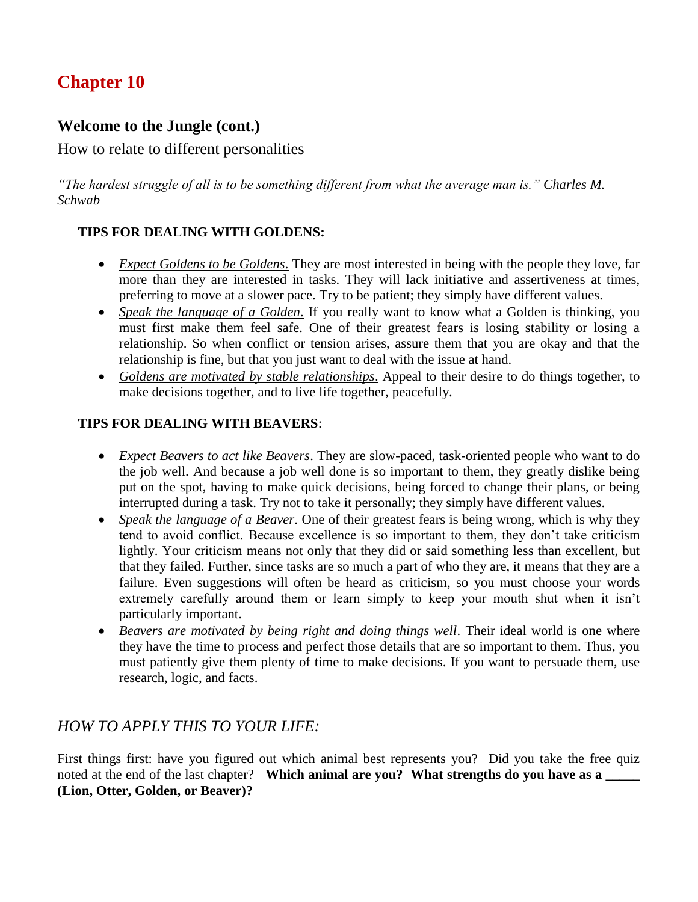# Chapter 10

## Welcome to the Jungle (cont.)

How to relate to different personalities

*"The hardest struggle of all is to be something different from what the average man is." Charles M. Schwab*

**TIPS FOR DEALING WITH GOLDENS:**

- *Expect Goldens to be Goldens.* They are most interested in being with the people they love, far more than they are interested in tasks. They will lack initiative and assertiveness at times, preferring to move at a slower pace. Try to be patient; they simply have different values.
- *Speak the language of a Golden.* If you really want to know what a Golden is thinking, you must first make them feel safe. One of their greatest fears is losing stability or losing a relationship. So when conflict or tension arises, assure them that you are okay and that the relationship is fine, but that you just want to deal with the issue at hand.
- *Goldens are motivated by stable relationships.* Appeal to their desire to do things together, to make decisions together, and to live life together, peacefully.

**TIPS FOR DEALING WITH BEAVERS**:

- *Expect Beavers to act like Beavers.* They are slow-paced, task-oriented people who want to do the job well. And because a job well done is so important to them, they greatly dislike being put on the spot, having to make quick decisions, being forced to change their plans, or being interrupted during a task. Try not to take it personally; they simply have different values.
- *Speak the language of a Beaver.* One of their greatest fears is being wrong, which is why they tend to avoid conflict. Because excellence is so important to them, they don't take criticism lightly. Your criticism means not only that they did or said something less than excellent, but that they failed. Further, since tasks are so much a part of who they are, it means that they are a failure. Even suggestions will often be heard as criticism, so you must choose your words extremely carefully around them or learn simply to keep your mouth shut when it isn't particularly important.
- *Beavers are motivated by being right and doing things well.* Their ideal world is one where they have the time to process and perfect those details that are so important to them. Thus, you must patiently give them plenty of time to make decisions. If you want to persuade them, use research, logic, and facts.

## *HOW TO APPLY THIS TO YOUR LIFE:*

First things first: have you figured out which animal best represents you? Did you take the free quiz noted at the end of the last chapter? **Which animal are you? What strengths do you have as a _____ (Lion, Otter, Golden, or Beaver)?**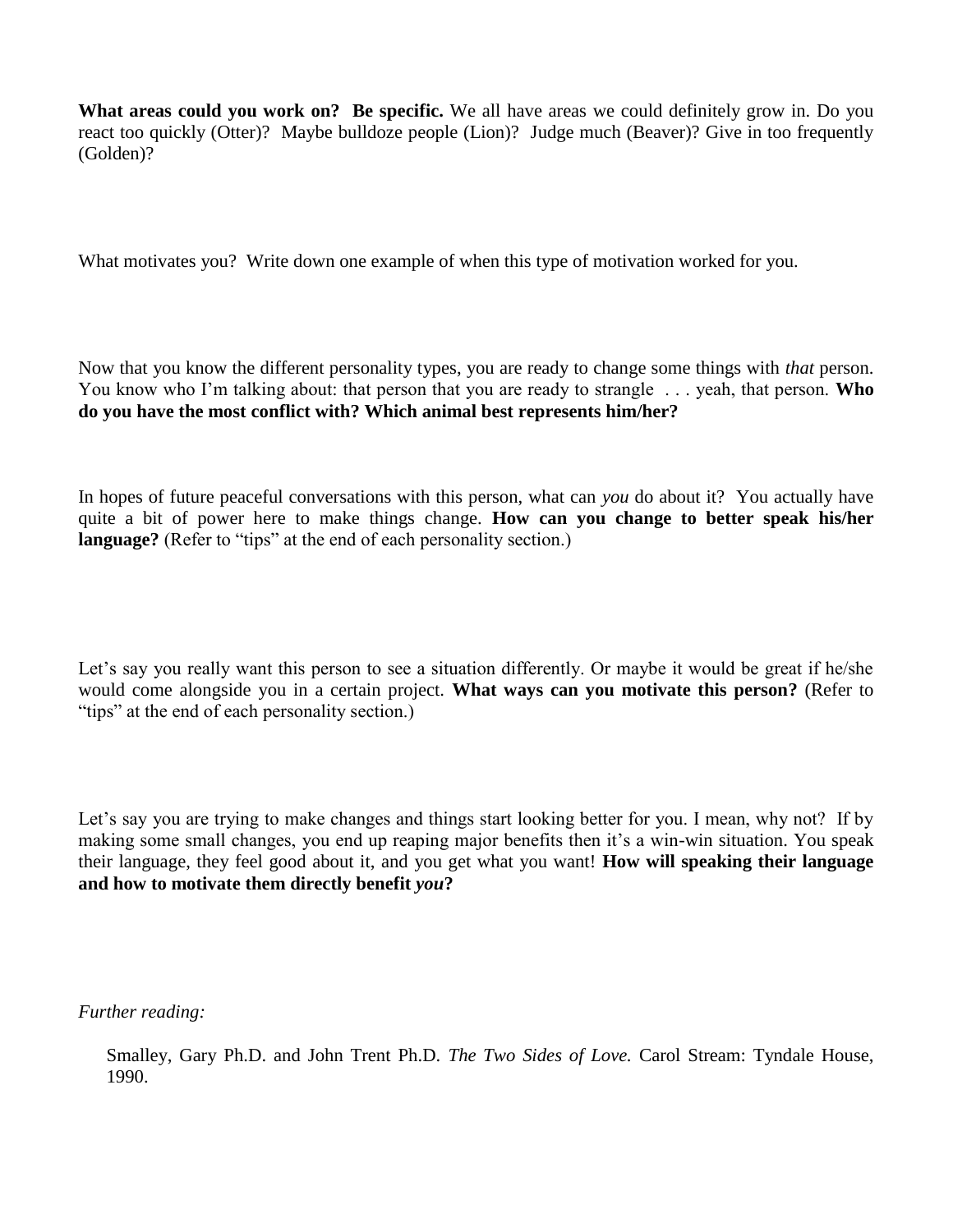**What areas could you work on? Be specific.** We all have areas we could definitely grow in. Do you react too quickly (Otter)? Maybe bulldoze people (Lion)? Judge much (Beaver)? Give in too frequently (Golden)?

What motivates you? Write down one example of when this type of motivation worked for you.

Now that you know the different personality types, you are ready to change some things with *that* person. You know who I'm talking about: that person that you are ready to strangle . . . yeah, that person. **Who do you have the most conflict with? Which animal best represents him/her?**

In hopes of future peaceful conversations with this person, what can *you* do about it? You actually have quite a bit of power here to make things change. **How can you change to better speak his/her language?** (Refer to "tips" at the end of each personality section.)

Let's say you really want this person to see a situation differently. Or maybe it would be great if he/she would come alongside you in a certain project. **What ways can you motivate this person?** (Refer to "tips" at the end of each personality section.)

Let's say you are trying to make changes and things start looking better for you. I mean, why not? If by making some small changes, you end up reaping major benefits then it's a win-win situation. You speak their language, they feel good about it, and you get what you want! **How will speaking their language and how to motivate them directly benefit *you*?**

*Further reading:*

Smalley, Gary Ph.D. and John Trent Ph.D. *The Two Sides of Love.* Carol Stream: Tyndale House, 1990.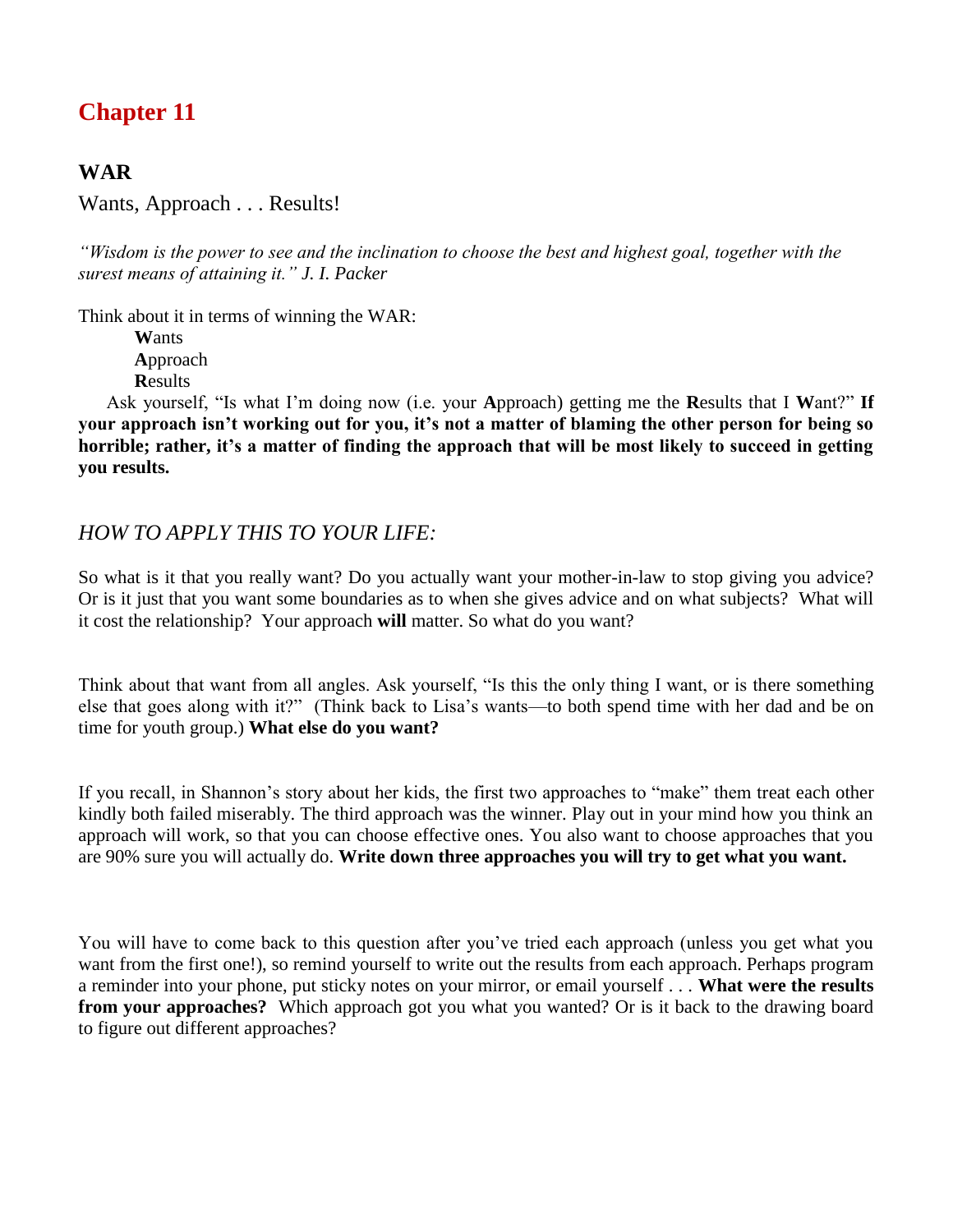# Chapter 11

## WAR

Wants, Approach . . . Results!

*"Wisdom is the power to see and the inclination to choose the best and highest goal, together with the surest means of attaining it." J. I. Packer*

Think about it in terms of winning the WAR:

**W**ants
**A**pproach
**R**esults

Ask yourself, "Is what I'm doing now (i.e. your **A**pproach) getting me the **R**esults that I **W**ant?" **If your approach isn't working out for you, it's not a matter of blaming the other person for being so horrible; rather, it's a matter of finding the approach that will be most likely to succeed in getting you results.**

### *HOW TO APPLY THIS TO YOUR LIFE:*

So what is it that you really want? Do you actually want your mother-in-law to stop giving you advice? Or is it just that you want some boundaries as to when she gives advice and on what subjects? What will it cost the relationship? Your approach **will** matter. So what do you want?

Think about that want from all angles. Ask yourself, "Is this the only thing I want, or is there something else that goes along with it?" (Think back to Lisa's wants—to both spend time with her dad and be on time for youth group.) **What else do you want?**

If you recall, in Shannon's story about her kids, the first two approaches to "make" them treat each other kindly both failed miserably. The third approach was the winner. Play out in your mind how you think an approach will work, so that you can choose effective ones. You also want to choose approaches that you are 90% sure you will actually do. **Write down three approaches you will try to get what you want.**

You will have to come back to this question after you've tried each approach (unless you get what you want from the first one!), so remind yourself to write out the results from each approach. Perhaps program a reminder into your phone, put sticky notes on your mirror, or email yourself . . . **What were the results from your approaches?** Which approach got you what you wanted? Or is it back to the drawing board to figure out different approaches?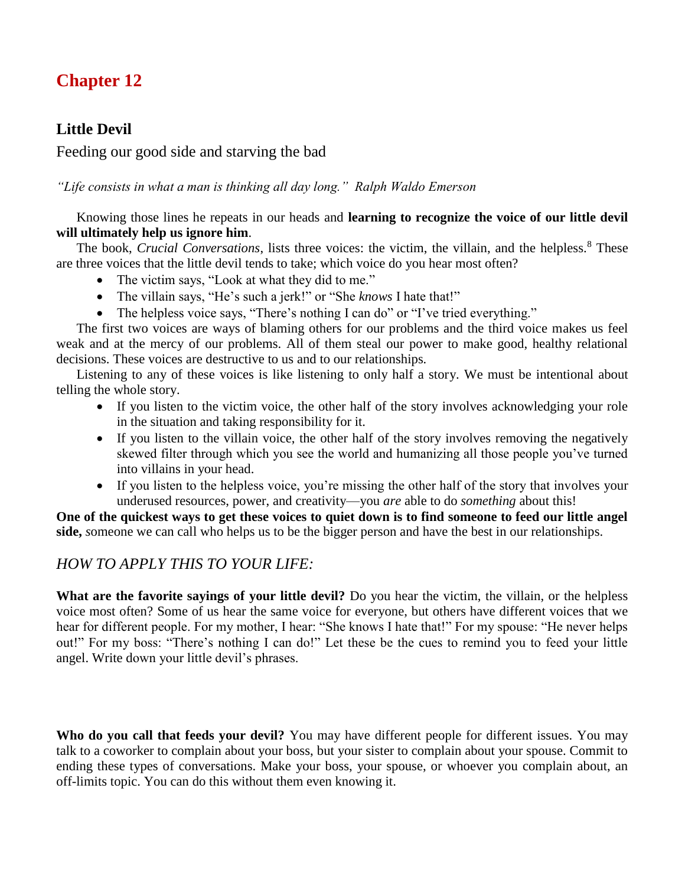# Chapter 12

## Little Devil

Feeding our good side and starving the bad

*"Life consists in what a man is thinking all day long." Ralph Waldo Emerson*

Knowing those lines he repeats in our heads and **learning to recognize the voice of our little devil will ultimately help us ignore him**.

The book, *Crucial Conversations*, lists three voices: the victim, the villain, and the helpless.[8] These are three voices that the little devil tends to take; which voice do you hear most often?

- The victim says, "Look at what they did to me."
- The villain says, "He's such a jerk!" or "She *knows* I hate that!"
- The helpless voice says, "There's nothing I can do" or "I've tried everything."

The first two voices are ways of blaming others for our problems and the third voice makes us feel weak and at the mercy of our problems. All of them steal our power to make good, healthy relational decisions. These voices are destructive to us and to our relationships.

Listening to any of these voices is like listening to only half a story. We must be intentional about telling the whole story.

- If you listen to the victim voice, the other half of the story involves acknowledging your role in the situation and taking responsibility for it.
- If you listen to the villain voice, the other half of the story involves removing the negatively skewed filter through which you see the world and humanizing all those people you've turned into villains in your head.
- If you listen to the helpless voice, you're missing the other half of the story that involves your underused resources, power, and creativity—you *are* able to do *something* about this!

**One of the quickest ways to get these voices to quiet down is to find someone to feed our little angel side,** *s*omeone we can call who helps us to be the bigger person and have the best in our relationships.

### *HOW TO APPLY THIS TO YOUR LIFE:*

**What are the favorite sayings of your little devil?** Do you hear the victim, the villain, or the helpless voice most often? Some of us hear the same voice for everyone, but others have different voices that we hear for different people. For my mother, I hear: "She knows I hate that!" For my spouse: "He never helps out!" For my boss: "There's nothing I can do!" Let these be the cues to remind you to feed your little angel. Write down your little devil's phrases.

**Who do you call that feeds your devil?** You may have different people for different issues. You may talk to a coworker to complain about your boss, but your sister to complain about your spouse. Commit to ending these types of conversations. Make your boss, your spouse, or whoever you complain about, an off-limits topic. You can do this without them even knowing it.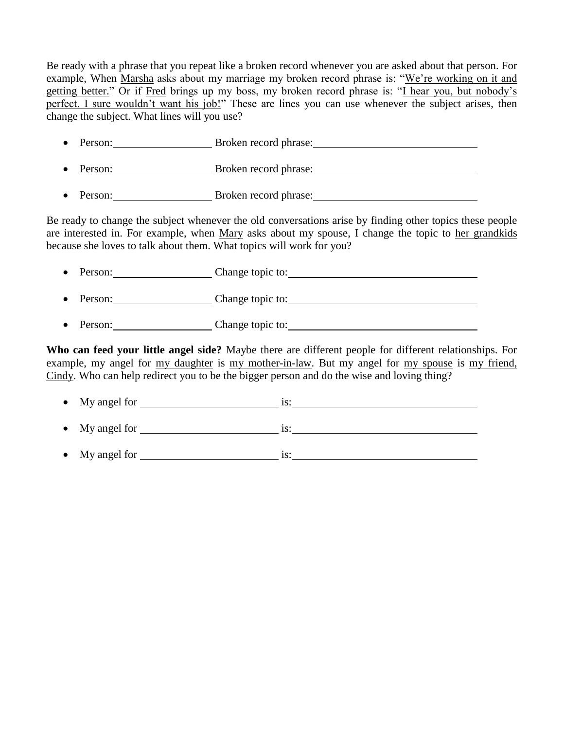Be ready with a phrase that you repeat like a broken record whenever you are asked about that person. For example, When Marsha asks about my marriage my broken record phrase is: "We're working on it and getting better." Or if Fred brings up my boss, my broken record phrase is: "I hear you, but nobody's perfect. I sure wouldn't want his job!" These are lines you can use whenever the subject arises, then change the subject. What lines will you use?

- Person:__________________ Broken record phrase:______________________________
- Person:__________________ Broken record phrase:______________________________
- Person:__________________ Broken record phrase:______________________________

Be ready to change the subject whenever the old conversations arise by finding other topics these people are interested in. For example, when Mary asks about my spouse, I change the topic to her grandkids because she loves to talk about them. What topics will work for you?

- Person:__________________ Change topic to:___________________________________
- Person:__________________ Change topic to:___________________________________
- Person:__________________ Change topic to:___________________________________

**Who can feed your little angel side?** Maybe there are different people for different relationships. For example, my angel for my daughter is my mother-in-law. But my angel for my spouse is my friend, Cindy. Who can help redirect you to be the bigger person and do the wise and loving thing?

- My angel for _________________________ is:___________________________________
- My angel for _________________________ is:___________________________________
- My angel for _________________________ is:___________________________________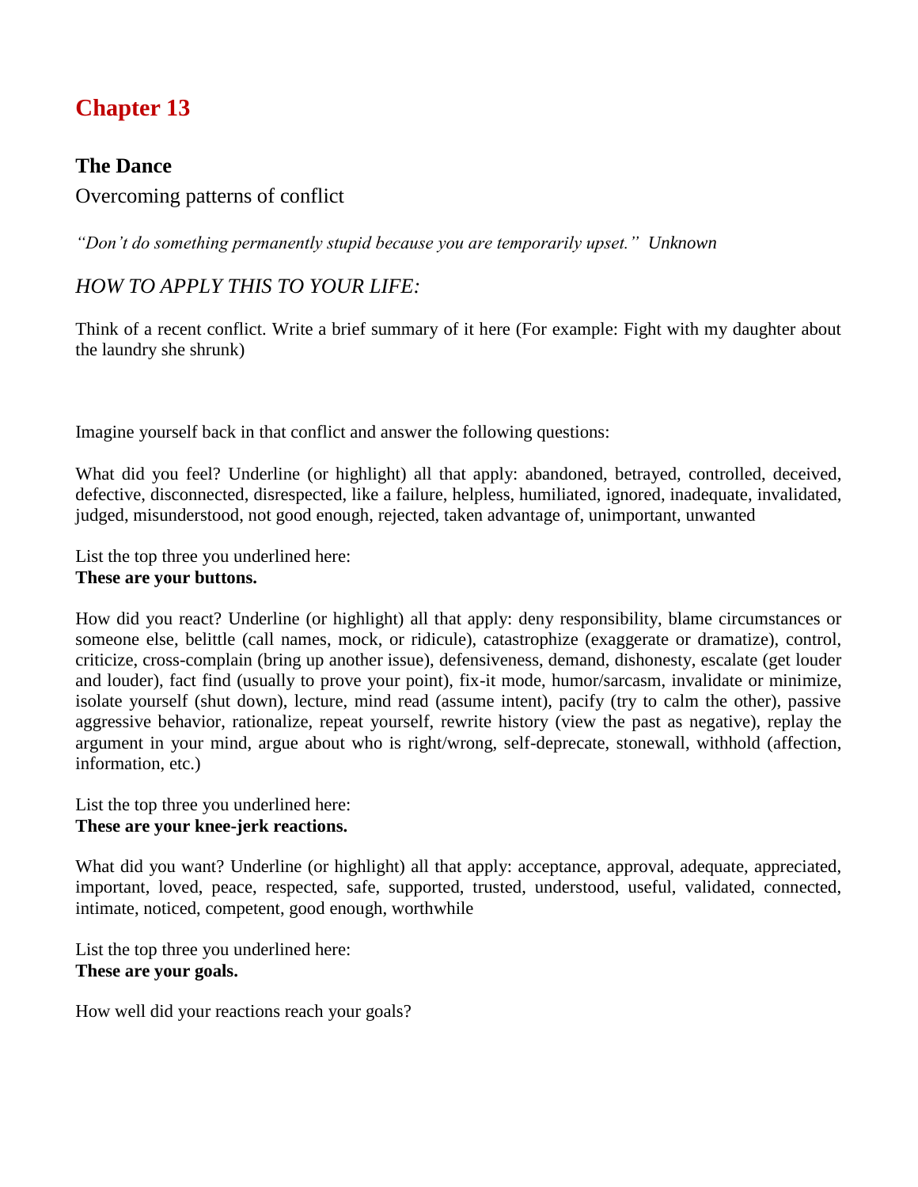# Chapter 13

## The Dance

Overcoming patterns of conflict

*"Don't do something permanently stupid because you are temporarily upset." Unknown*

### *HOW TO APPLY THIS TO YOUR LIFE:*

Think of a recent conflict. Write a brief summary of it here (For example: Fight with my daughter about the laundry she shrunk)

Imagine yourself back in that conflict and answer the following questions:

What did you feel? Underline (or highlight) all that apply: abandoned, betrayed, controlled, deceived, defective, disconnected, disrespected, like a failure, helpless, humiliated, ignored, inadequate, invalidated, judged, misunderstood, not good enough, rejected, taken advantage of, unimportant, unwanted

List the top three you underlined here:
**These are your buttons.**

How did you react? Underline (or highlight) all that apply: deny responsibility, blame circumstances or someone else, belittle (call names, mock, or ridicule), catastrophize (exaggerate or dramatize), control, criticize, cross-complain (bring up another issue), defensiveness, demand, dishonesty, escalate (get louder and louder), fact find (usually to prove your point), fix-it mode, humor/sarcasm, invalidate or minimize, isolate yourself (shut down), lecture, mind read (assume intent), pacify (try to calm the other), passive aggressive behavior, rationalize, repeat yourself, rewrite history (view the past as negative), replay the argument in your mind, argue about who is right/wrong, self-deprecate, stonewall, withhold (affection, information, etc.)

List the top three you underlined here:
**These are your knee-jerk reactions.**

What did you want? Underline (or highlight) all that apply: acceptance, approval, adequate, appreciated, important, loved, peace, respected, safe, supported, trusted, understood, useful, validated, connected, intimate, noticed, competent, good enough, worthwhile

List the top three you underlined here:
**These are your goals.**

How well did your reactions reach your goals?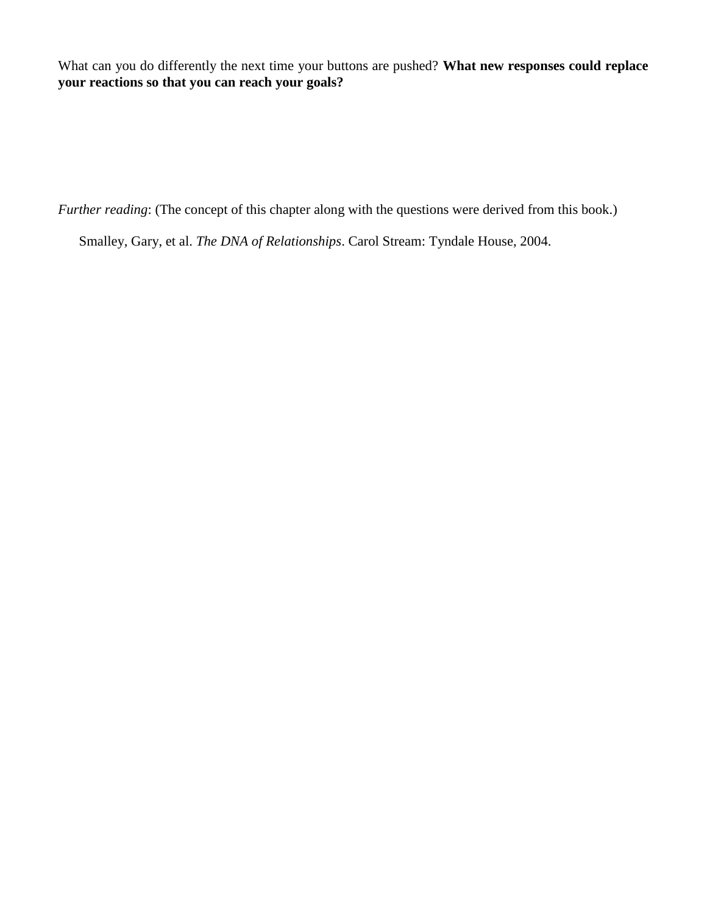What can you do differently the next time your buttons are pushed? **What new responses could replace your reactions so that you can reach your goals?**

*Further reading*: (The concept of this chapter along with the questions were derived from this book.)

Smalley, Gary, et al. *The DNA of Relationships*. Carol Stream: Tyndale House, 2004.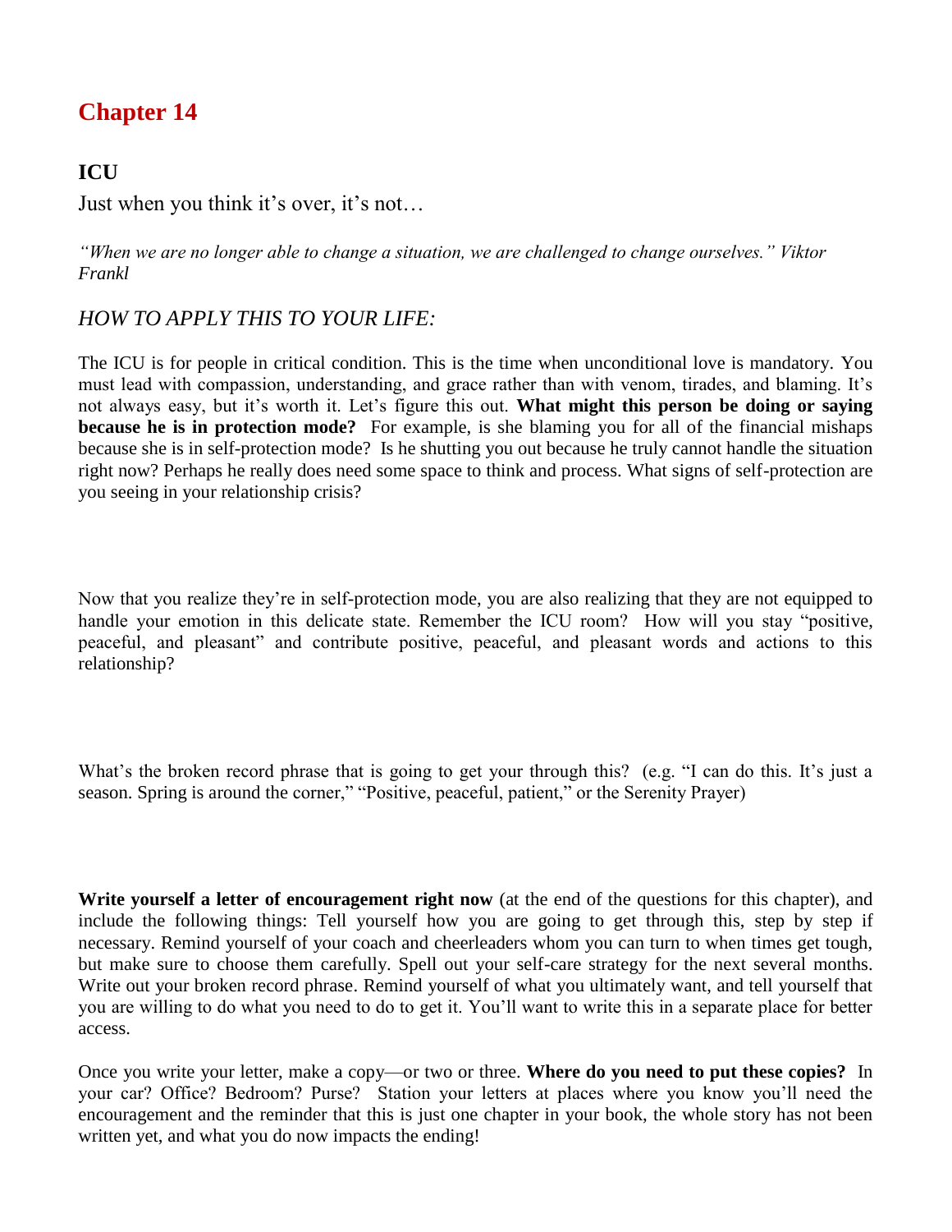# Chapter 14

## ICU

Just when you think it's over, it's not…

*"When we are no longer able to change a situation, we are challenged to change ourselves." Viktor Frankl*

### *HOW TO APPLY THIS TO YOUR LIFE:*

The ICU is for people in critical condition. This is the time when unconditional love is mandatory. You must lead with compassion, understanding, and grace rather than with venom, tirades, and blaming. It's not always easy, but it's worth it. Let's figure this out. **What might this person be doing or saying because he is in protection mode?** For example, is she blaming you for all of the financial mishaps because she is in self-protection mode? Is he shutting you out because he truly cannot handle the situation right now? Perhaps he really does need some space to think and process. What signs of self-protection are you seeing in your relationship crisis?

Now that you realize they're in self-protection mode, you are also realizing that they are not equipped to handle your emotion in this delicate state. Remember the ICU room? How will you stay "positive, peaceful, and pleasant" and contribute positive, peaceful, and pleasant words and actions to this relationship?

What's the broken record phrase that is going to get your through this? (e.g. "I can do this. It's just a season. Spring is around the corner," "Positive, peaceful, patient," or the Serenity Prayer)

**Write yourself a letter of encouragement right now** (at the end of the questions for this chapter), and include the following things: Tell yourself how you are going to get through this, step by step if necessary. Remind yourself of your coach and cheerleaders whom you can turn to when times get tough, but make sure to choose them carefully. Spell out your self-care strategy for the next several months. Write out your broken record phrase. Remind yourself of what you ultimately want, and tell yourself that you are willing to do what you need to do to get it. You'll want to write this in a separate place for better access.

Once you write your letter, make a copy—or two or three. **Where do you need to put these copies?** In your car? Office? Bedroom? Purse? Station your letters at places where you know you'll need the encouragement and the reminder that this is just one chapter in your book, the whole story has not been written yet, and what you do now impacts the ending!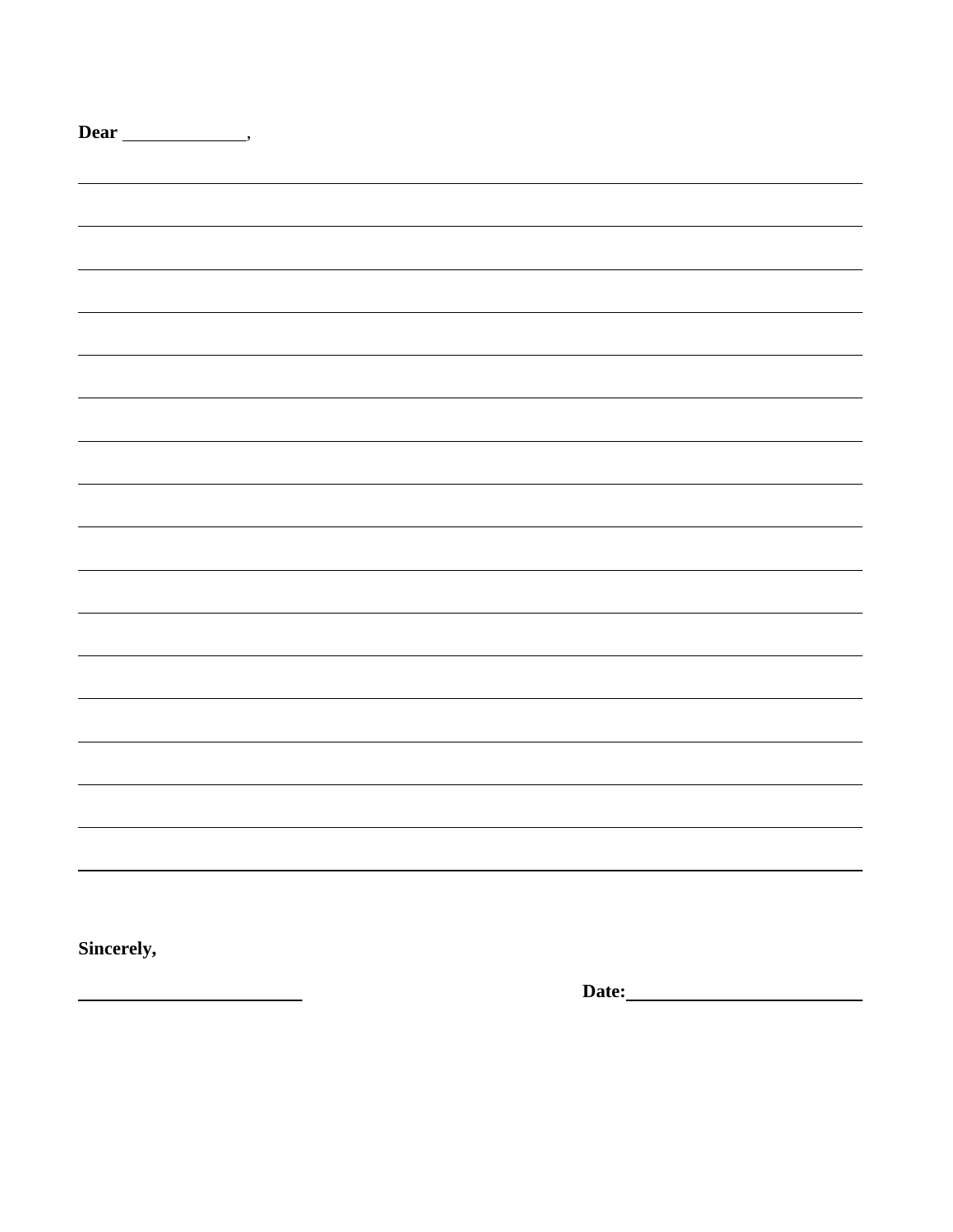**Dear** ______________,

________________________________________________________________________________

________________________________________________________________________________

________________________________________________________________________________

________________________________________________________________________________

________________________________________________________________________________

________________________________________________________________________________

________________________________________________________________________________

________________________________________________________________________________

________________________________________________________________________________

________________________________________________________________________________

________________________________________________________________________________

________________________________________________________________________________

________________________________________________________________________________

________________________________________________________________________________

________________________________________________________________________________

________________________________________________________________________________

________________________________________________________________________________

**Sincerely,**

_________________________ **Date:**_________________________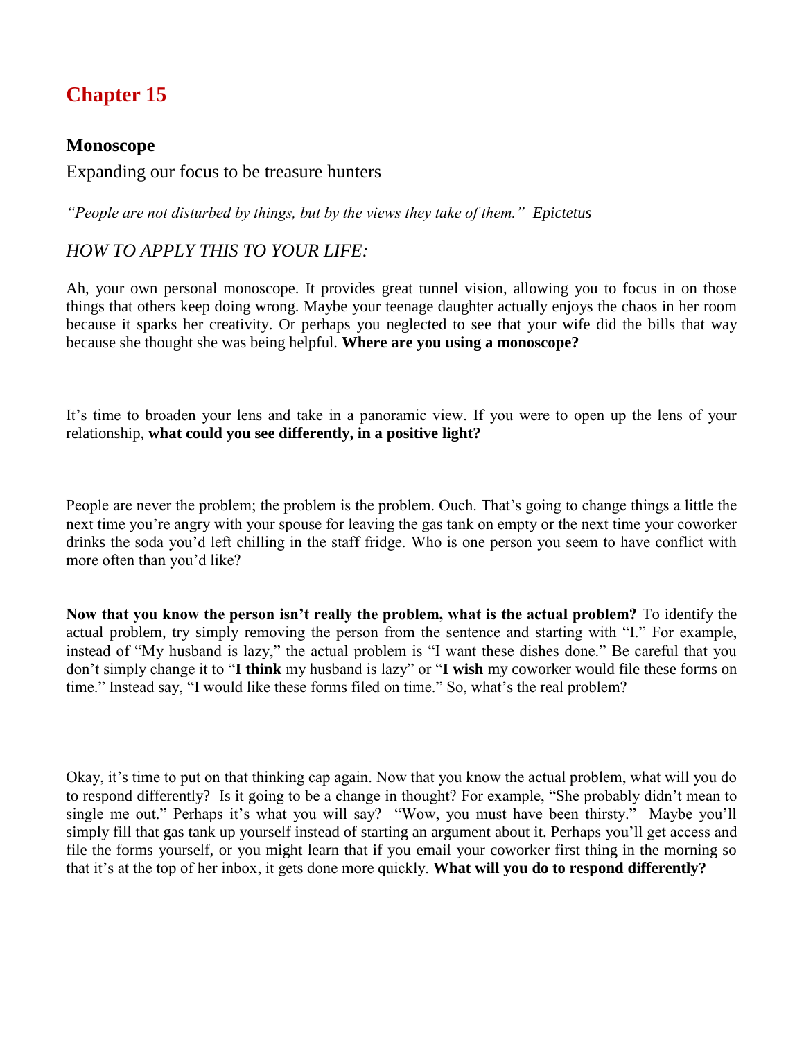## Chapter 15

### Monoscope

Expanding our focus to be treasure hunters

*"People are not disturbed by things, but by the views they take of them." Epictetus*

*HOW TO APPLY THIS TO YOUR LIFE:*

Ah, your own personal monoscope. It provides great tunnel vision, allowing you to focus in on those things that others keep doing wrong. Maybe your teenage daughter actually enjoys the chaos in her room because it sparks her creativity. Or perhaps you neglected to see that your wife did the bills that way because she thought she was being helpful. **Where are you using a monoscope?**

It's time to broaden your lens and take in a panoramic view. If you were to open up the lens of your relationship, **what could you see differently, in a positive light?**

People are never the problem; the problem is the problem. Ouch. That's going to change things a little the next time you're angry with your spouse for leaving the gas tank on empty or the next time your coworker drinks the soda you'd left chilling in the staff fridge. Who is one person you seem to have conflict with more often than you'd like?

**Now that you know the person isn't really the problem, what is the actual problem?** To identify the actual problem, try simply removing the person from the sentence and starting with "I." For example, instead of "My husband is lazy," the actual problem is "I want these dishes done." Be careful that you don't simply change it to "**I think** my husband is lazy" or "**I wish** my coworker would file these forms on time." Instead say, "I would like these forms filed on time." So, what's the real problem?

Okay, it's time to put on that thinking cap again. Now that you know the actual problem, what will you do to respond differently? Is it going to be a change in thought? For example, "She probably didn't mean to single me out." Perhaps it's what you will say? "Wow, you must have been thirsty." Maybe you'll simply fill that gas tank up yourself instead of starting an argument about it. Perhaps you'll get access and file the forms yourself, or you might learn that if you email your coworker first thing in the morning so that it's at the top of her inbox, it gets done more quickly. **What will you do to respond differently?**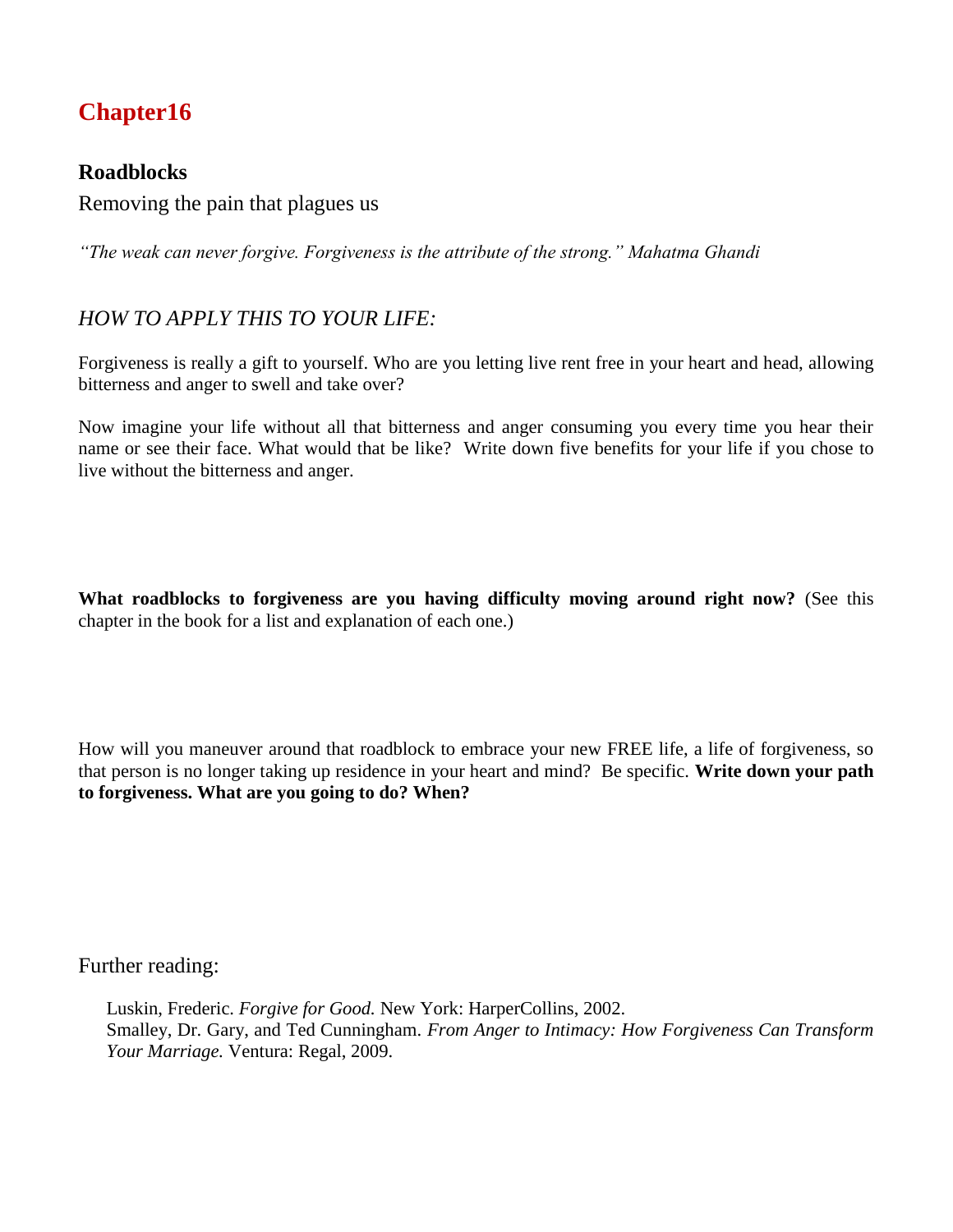# Chapter16

## Roadblocks

Removing the pain that plagues us

*"The weak can never forgive. Forgiveness is the attribute of the strong." Mahatma Ghandi*

### *HOW TO APPLY THIS TO YOUR LIFE:*

Forgiveness is really a gift to yourself. Who are you letting live rent free in your heart and head, allowing bitterness and anger to swell and take over?

Now imagine your life without all that bitterness and anger consuming you every time you hear their name or see their face. What would that be like? Write down five benefits for your life if you chose to live without the bitterness and anger.

**What roadblocks to forgiveness are you having difficulty moving around right now?** (See this chapter in the book for a list and explanation of each one.)

How will you maneuver around that roadblock to embrace your new FREE life, a life of forgiveness, so that person is no longer taking up residence in your heart and mind? Be specific. **Write down your path to forgiveness. What are you going to do? When?**

Further reading:

Luskin, Frederic. *Forgive for Good.* New York: HarperCollins, 2002.
Smalley, Dr. Gary, and Ted Cunningham. *From Anger to Intimacy: How Forgiveness Can Transform Your Marriage.* Ventura: Regal, 2009.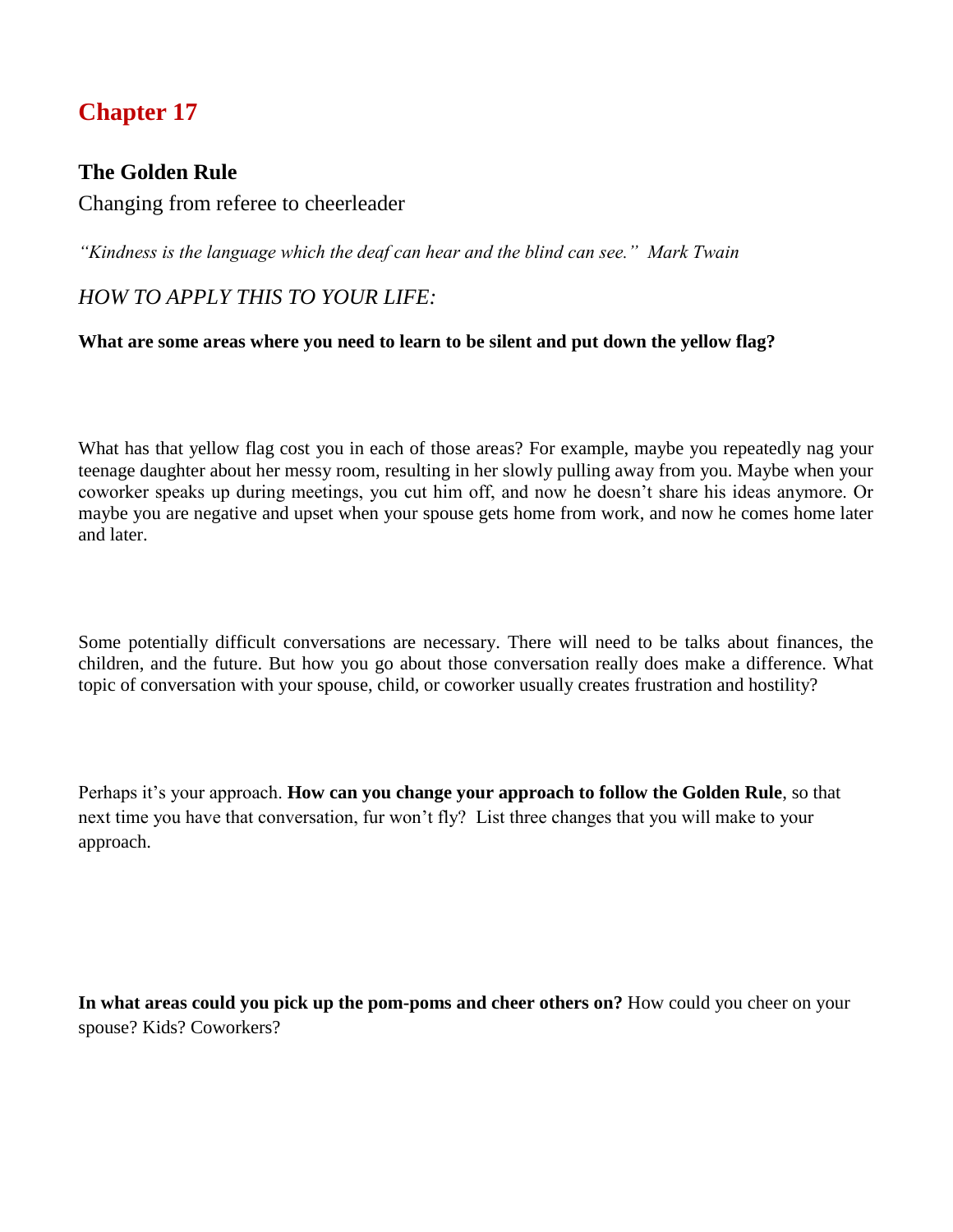# Chapter 17

## The Golden Rule

Changing from referee to cheerleader

*"Kindness is the language which the deaf can hear and the blind can see." Mark Twain*

*HOW TO APPLY THIS TO YOUR LIFE:*

**What are some areas where you need to learn to be silent and put down the yellow flag?**

What has that yellow flag cost you in each of those areas? For example, maybe you repeatedly nag your teenage daughter about her messy room, resulting in her slowly pulling away from you. Maybe when your coworker speaks up during meetings, you cut him off, and now he doesn't share his ideas anymore. Or maybe you are negative and upset when your spouse gets home from work, and now he comes home later and later.

Some potentially difficult conversations are necessary. There will need to be talks about finances, the children, and the future. But how you go about those conversation really does make a difference. What topic of conversation with your spouse, child, or coworker usually creates frustration and hostility?

Perhaps it's your approach. **How can you change your approach to follow the Golden Rule**, so that next time you have that conversation, fur won't fly? List three changes that you will make to your approach.

**In what areas could you pick up the pom-poms and cheer others on?** How could you cheer on your spouse? Kids? Coworkers?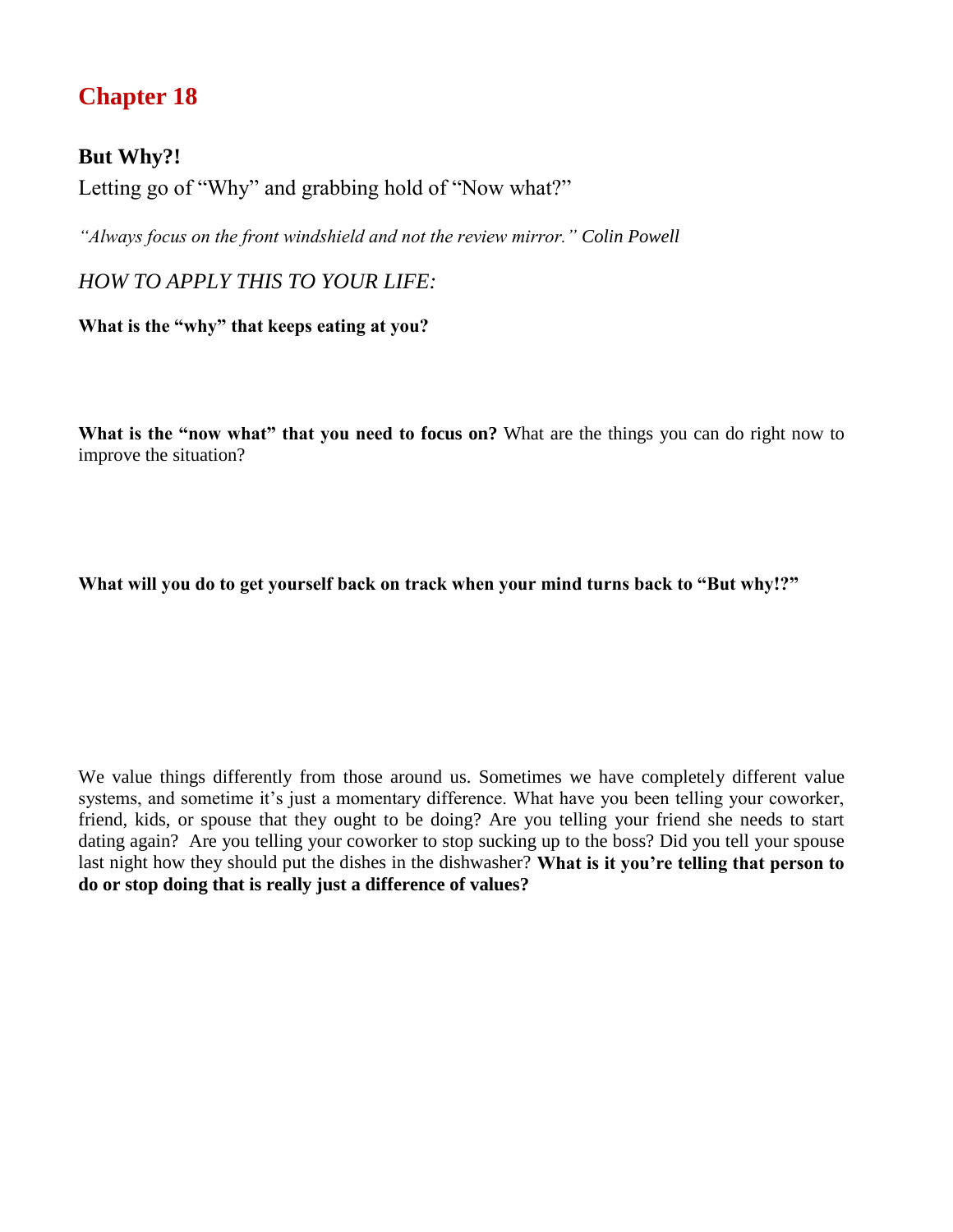# Chapter 18

## But Why?!

Letting go of “Why” and grabbing hold of “Now what?”

*“Always focus on the front windshield and not the review mirror.” Colin Powell*

*HOW TO APPLY THIS TO YOUR LIFE:*

**What is the “why” that keeps eating at you?**

**What is the “now what” that you need to focus on?** What are the things you can do right now to improve the situation?

**What will you do to get yourself back on track when your mind turns back to “But why!?”**

We value things differently from those around us. Sometimes we have completely different value systems, and sometime it’s just a momentary difference. What have you been telling your coworker, friend, kids, or spouse that they ought to be doing? Are you telling your friend she needs to start dating again? Are you telling your coworker to stop sucking up to the boss? Did you tell your spouse last night how they should put the dishes in the dishwasher? **What is it you’re telling that person to do or stop doing that is really just a difference of values?**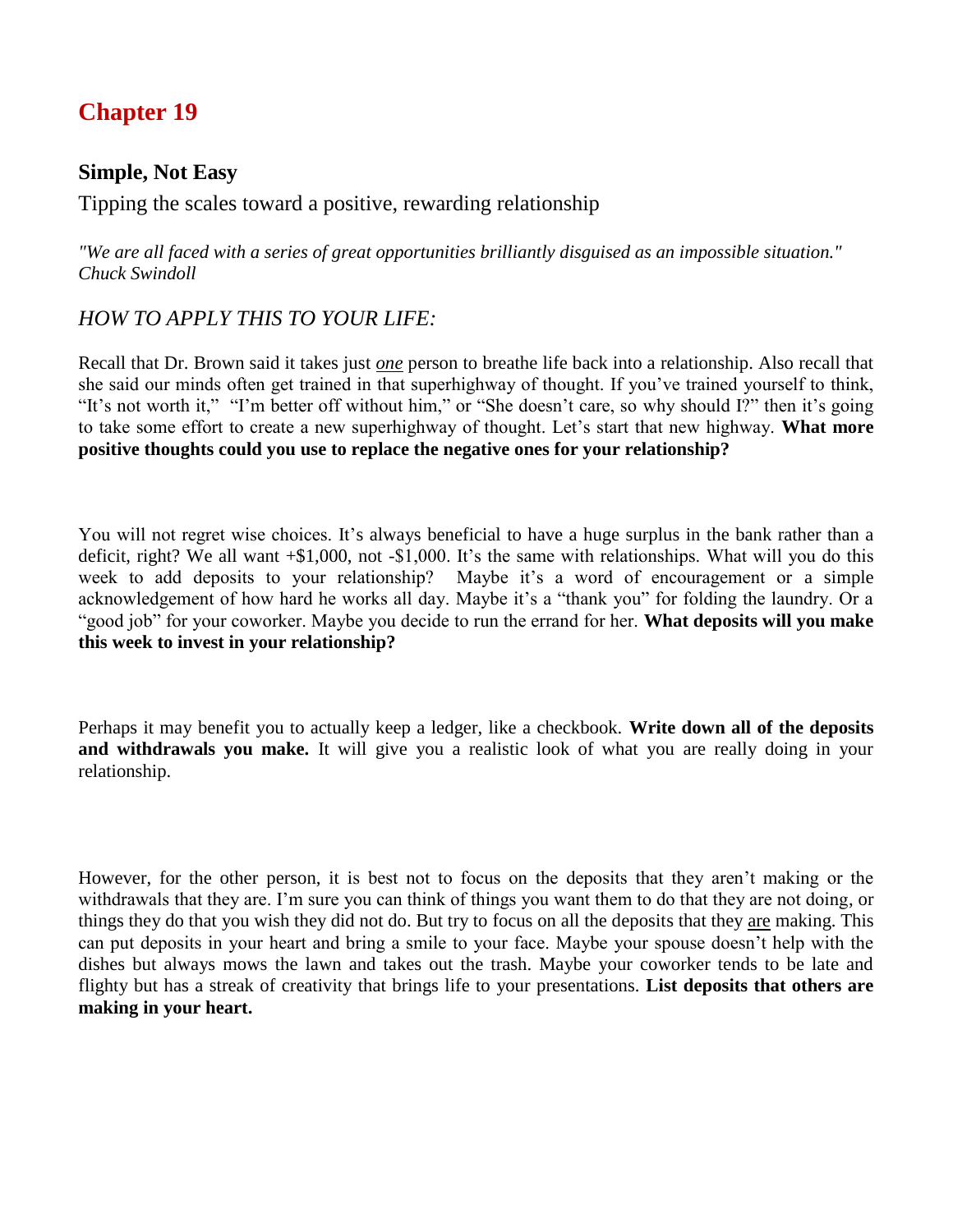# Chapter 19

## Simple, Not Easy

Tipping the scales toward a positive, rewarding relationship

*"We are all faced with a series of great opportunities brilliantly disguised as an impossible situation." Chuck Swindoll*

### *HOW TO APPLY THIS TO YOUR LIFE:*

Recall that Dr. Brown said it takes just ***one*** person to breathe life back into a relationship. Also recall that she said our minds often get trained in that superhighway of thought. If you've trained yourself to think, "It's not worth it," "I'm better off without him," or "She doesn't care, so why should I?" then it's going to take some effort to create a new superhighway of thought. Let's start that new highway. **What more positive thoughts could you use to replace the negative ones for your relationship?**

You will not regret wise choices. It's always beneficial to have a huge surplus in the bank rather than a deficit, right? We all want +$1,000, not -$1,000. It's the same with relationships. What will you do this week to add deposits to your relationship? Maybe it's a word of encouragement or a simple acknowledgement of how hard he works all day. Maybe it's a "thank you" for folding the laundry. Or a "good job" for your coworker. Maybe you decide to run the errand for her. **What deposits will you make this week to invest in your relationship?**

Perhaps it may benefit you to actually keep a ledger, like a checkbook. **Write down all of the deposits and withdrawals you make.** It will give you a realistic look of what you are really doing in your relationship.

However, for the other person, it is best not to focus on the deposits that they aren't making or the withdrawals that they are. I'm sure you can think of things you want them to do that they are not doing, or things they do that you wish they did not do. But try to focus on all the deposits that they are making. This can put deposits in your heart and bring a smile to your face. Maybe your spouse doesn't help with the dishes but always mows the lawn and takes out the trash. Maybe your coworker tends to be late and flighty but has a streak of creativity that brings life to your presentations. **List deposits that others are making in your heart.**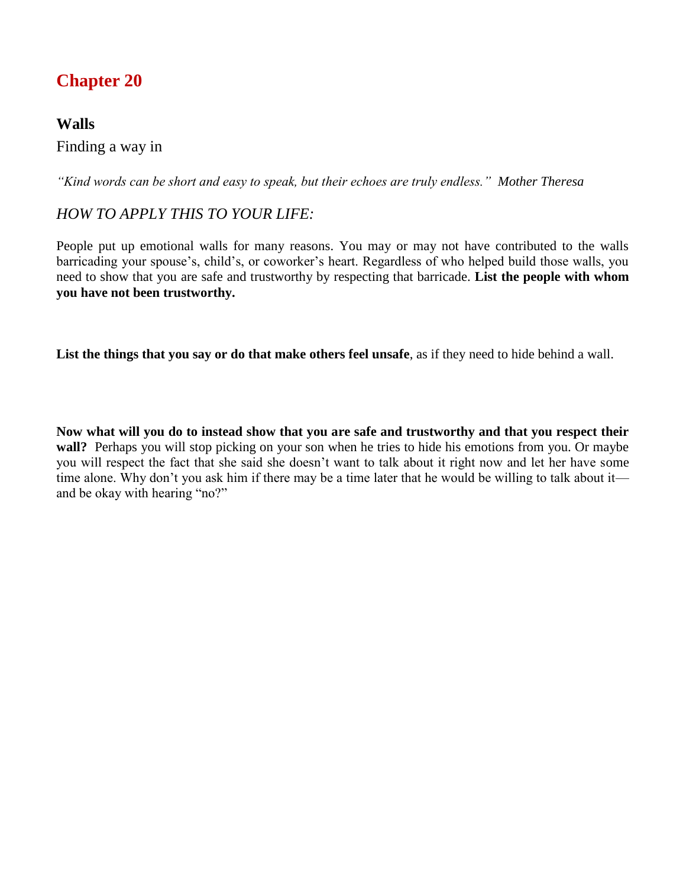# Chapter 20

## Walls

Finding a way in

*"Kind words can be short and easy to speak, but their echoes are truly endless." Mother Theresa*

### *HOW TO APPLY THIS TO YOUR LIFE:*

People put up emotional walls for many reasons. You may or may not have contributed to the walls barricading your spouse's, child's, or coworker's heart. Regardless of who helped build those walls, you need to show that you are safe and trustworthy by respecting that barricade. **List the people with whom you have not been trustworthy.**

**List the things that you say or do that make others feel unsafe**, as if they need to hide behind a wall.

**Now what will you do to instead show that you are safe and trustworthy and that you respect their wall?** Perhaps you will stop picking on your son when he tries to hide his emotions from you. Or maybe you will respect the fact that she said she doesn't want to talk about it right now and let her have some time alone. Why don't you ask him if there may be a time later that he would be willing to talk about it—and be okay with hearing "no?"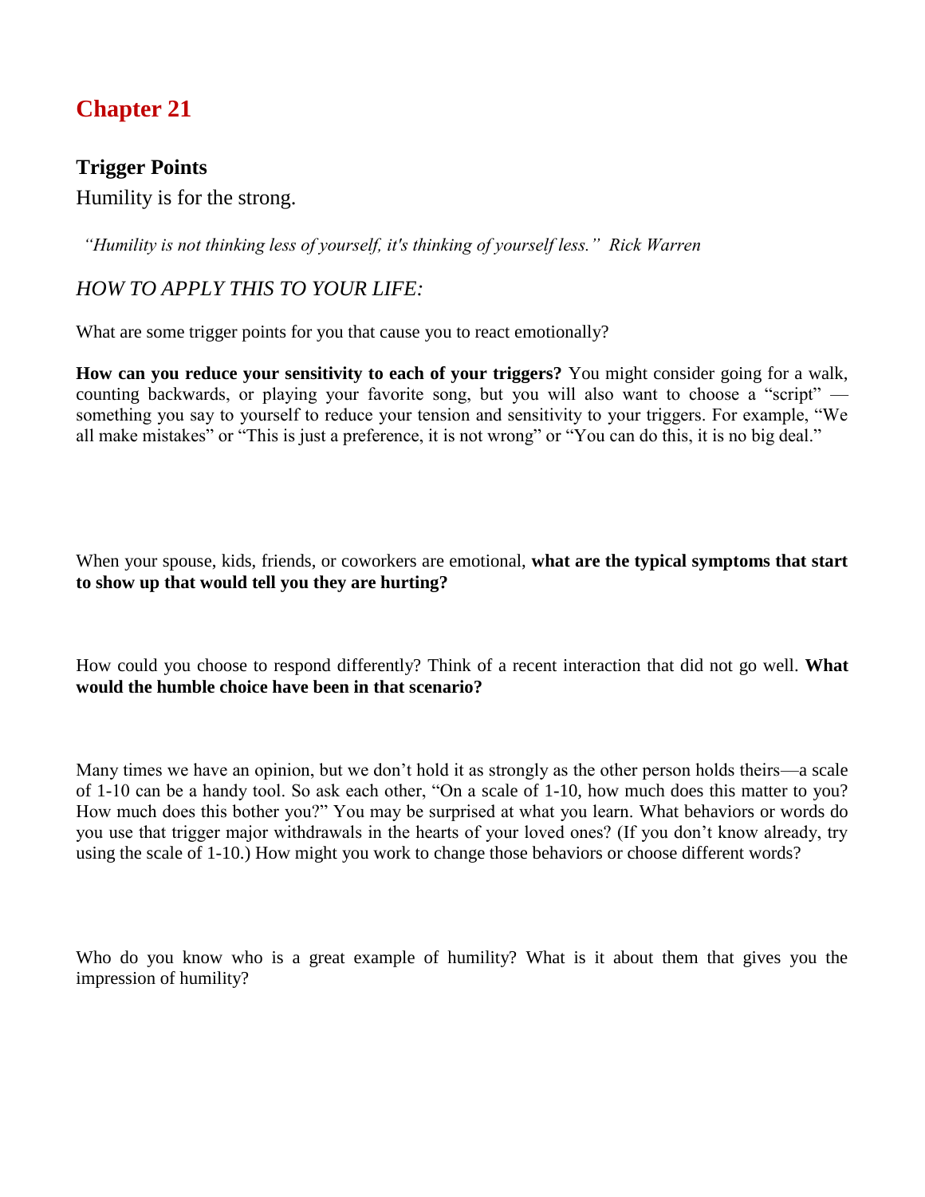# Chapter 21

## Trigger Points

Humility is for the strong.

*"Humility is not thinking less of yourself, it's thinking of yourself less."  Rick Warren*

*HOW TO APPLY THIS TO YOUR LIFE:*

What are some trigger points for you that cause you to react emotionally?

**How can you reduce your sensitivity to each of your triggers?** You might consider going for a walk, counting backwards, or playing your favorite song, but you will also want to choose a "script" — something you say to yourself to reduce your tension and sensitivity to your triggers. For example, "We all make mistakes" or "This is just a preference, it is not wrong" or "You can do this, it is no big deal."

When your spouse, kids, friends, or coworkers are emotional, **what are the typical symptoms that start to show up that would tell you they are hurting?**

How could you choose to respond differently? Think of a recent interaction that did not go well. **What would the humble choice have been in that scenario?**

Many times we have an opinion, but we don't hold it as strongly as the other person holds theirs—a scale of 1-10 can be a handy tool. So ask each other, "On a scale of 1-10, how much does this matter to you? How much does this bother you?" You may be surprised at what you learn. What behaviors or words do you use that trigger major withdrawals in the hearts of your loved ones? (If you don't know already, try using the scale of 1-10.) How might you work to change those behaviors or choose different words?

Who do you know who is a great example of humility? What is it about them that gives you the impression of humility?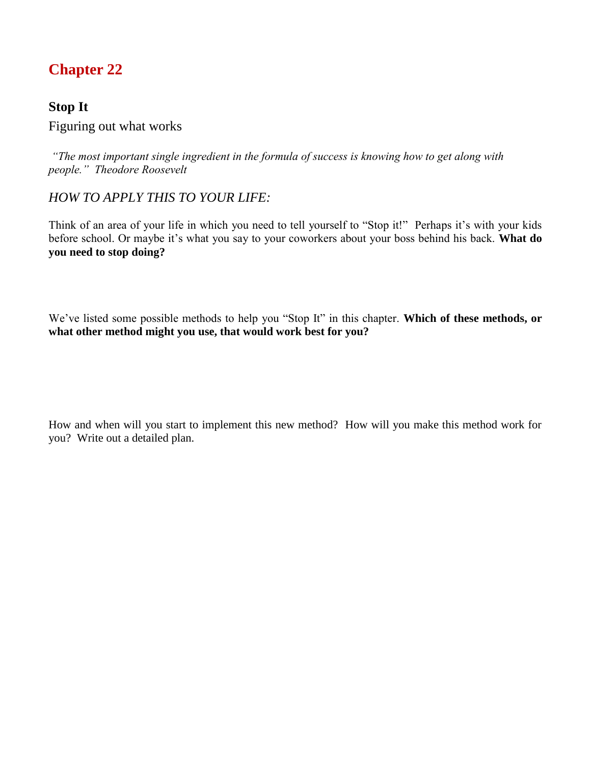# Chapter 22

## Stop It

Figuring out what works

*"The most important single ingredient in the formula of success is knowing how to get along with people." Theodore Roosevelt*

### *HOW TO APPLY THIS TO YOUR LIFE:*

Think of an area of your life in which you need to tell yourself to "Stop it!" Perhaps it's with your kids before school. Or maybe it's what you say to your coworkers about your boss behind his back. **What do you need to stop doing?**

We've listed some possible methods to help you "Stop It" in this chapter. **Which of these methods, or what other method might you use, that would work best for you?**

How and when will you start to implement this new method? How will you make this method work for you? Write out a detailed plan.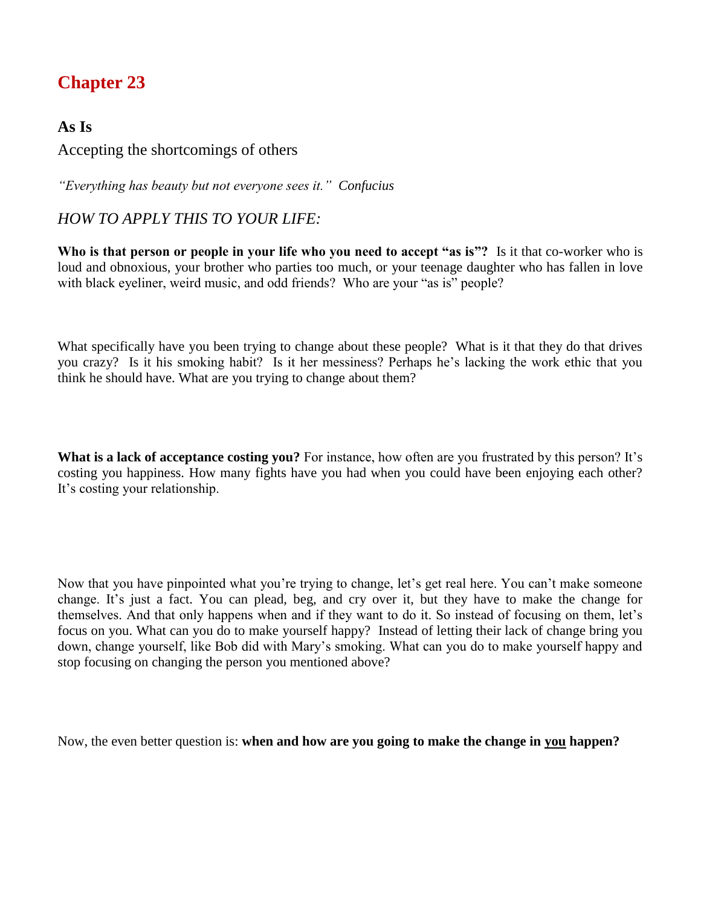# Chapter 23

## As Is

Accepting the shortcomings of others

*"Everything has beauty but not everyone sees it." Confucius*

*HOW TO APPLY THIS TO YOUR LIFE:*

**Who is that person or people in your life who you need to accept "as is"?** Is it that co-worker who is loud and obnoxious, your brother who parties too much, or your teenage daughter who has fallen in love with black eyeliner, weird music, and odd friends? Who are your "as is" people?

What specifically have you been trying to change about these people? What is it that they do that drives you crazy? Is it his smoking habit? Is it her messiness? Perhaps he's lacking the work ethic that you think he should have. What are you trying to change about them?

**What is a lack of acceptance costing you?** For instance, how often are you frustrated by this person? It's costing you happiness. How many fights have you had when you could have been enjoying each other? It's costing your relationship.

Now that you have pinpointed what you're trying to change, let's get real here. You can't make someone change. It's just a fact. You can plead, beg, and cry over it, but they have to make the change for themselves. And that only happens when and if they want to do it. So instead of focusing on them, let's focus on you. What can you do to make yourself happy? Instead of letting their lack of change bring you down, change yourself, like Bob did with Mary's smoking. What can you do to make yourself happy and stop focusing on changing the person you mentioned above?

Now, the even better question is: **when and how are you going to make the change in <u>you</u> happen?**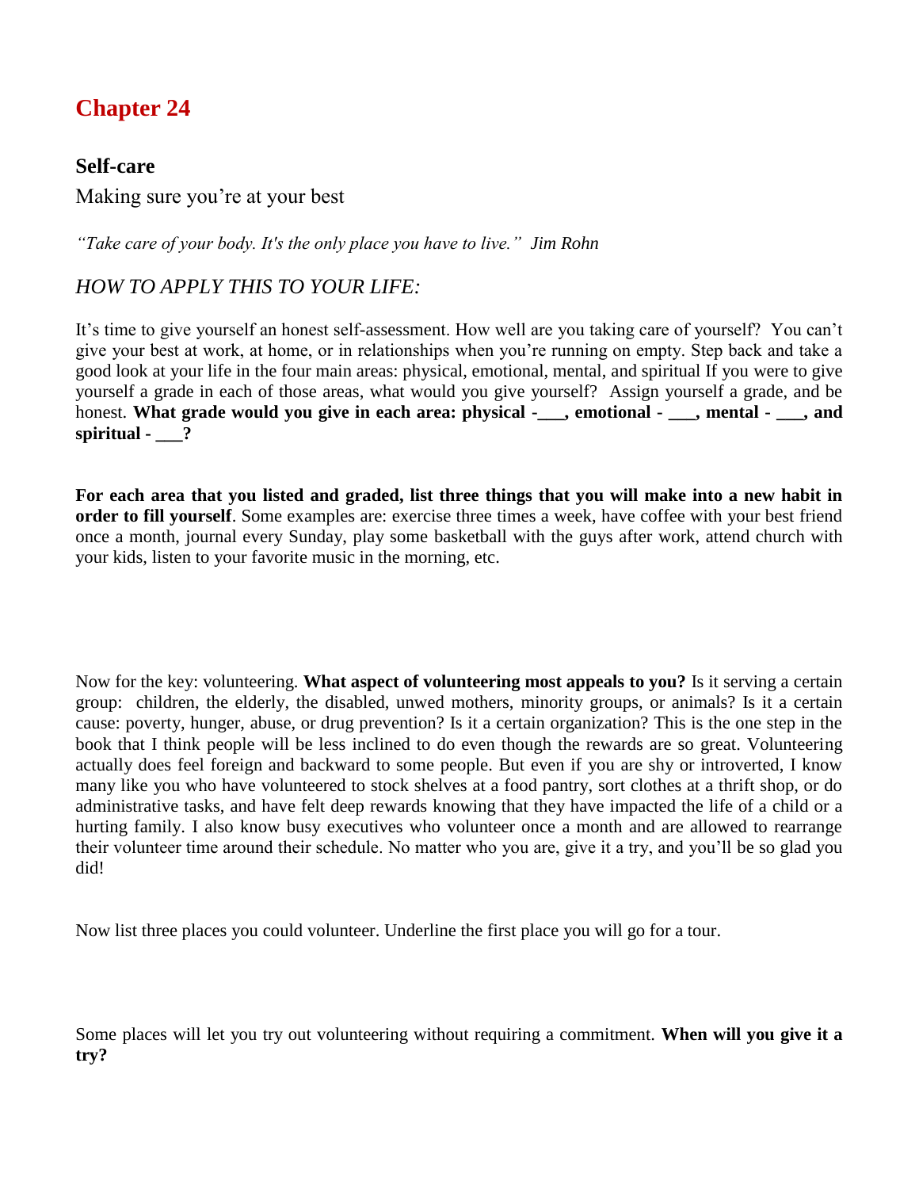# Chapter 24

### Self-care

Making sure you're at your best

*"Take care of your body. It's the only place you have to live." Jim Rohn*

*HOW TO APPLY THIS TO YOUR LIFE:*

It's time to give yourself an honest self-assessment. How well are you taking care of yourself? You can't give your best at work, at home, or in relationships when you're running on empty. Step back and take a good look at your life in the four main areas: physical, emotional, mental, and spiritual If you were to give yourself a grade in each of those areas, what would you give yourself? Assign yourself a grade, and be honest. **What grade would you give in each area: physical -___, emotional - ___, mental - ___, and spiritual - ___?**

**For each area that you listed and graded, list three things that you will make into a new habit in order to fill yourself**. Some examples are: exercise three times a week, have coffee with your best friend once a month, journal every Sunday, play some basketball with the guys after work, attend church with your kids, listen to your favorite music in the morning, etc.

Now for the key: volunteering. **What aspect of volunteering most appeals to you?** Is it serving a certain group: children, the elderly, the disabled, unwed mothers, minority groups, or animals? Is it a certain cause: poverty, hunger, abuse, or drug prevention? Is it a certain organization? This is the one step in the book that I think people will be less inclined to do even though the rewards are so great. Volunteering actually does feel foreign and backward to some people. But even if you are shy or introverted, I know many like you who have volunteered to stock shelves at a food pantry, sort clothes at a thrift shop, or do administrative tasks, and have felt deep rewards knowing that they have impacted the life of a child or a hurting family. I also know busy executives who volunteer once a month and are allowed to rearrange their volunteer time around their schedule. No matter who you are, give it a try, and you'll be so glad you did!

Now list three places you could volunteer. Underline the first place you will go for a tour.

Some places will let you try out volunteering without requiring a commitment. **When will you give it a try?**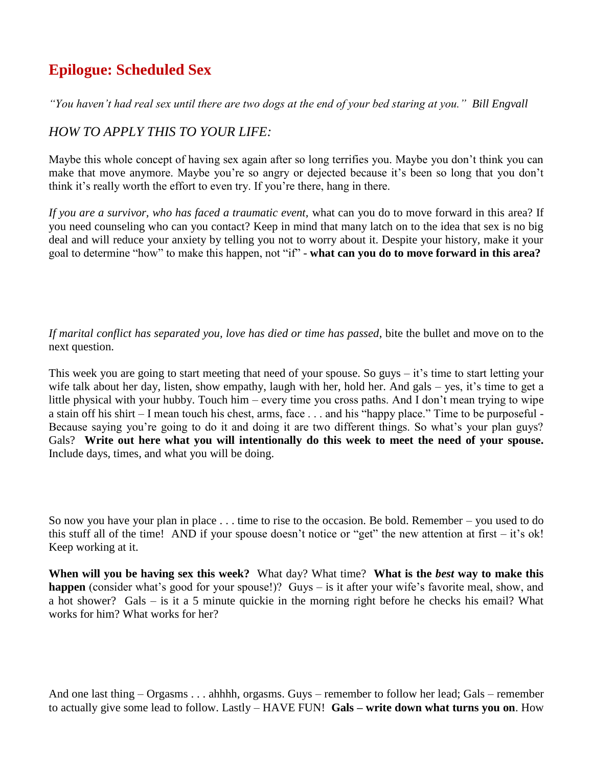## Epilogue: Scheduled Sex

*"You haven't had real sex until there are two dogs at the end of your bed staring at you." Bill Engvall*

### *HOW TO APPLY THIS TO YOUR LIFE:*

Maybe this whole concept of having sex again after so long terrifies you. Maybe you don't think you can make that move anymore. Maybe you're so angry or dejected because it's been so long that you don't think it's really worth the effort to even try. If you're there, hang in there.

*If you are a survivor, who has faced a traumatic event,* what can you do to move forward in this area? If you need counseling who can you contact? Keep in mind that many latch on to the idea that sex is no big deal and will reduce your anxiety by telling you not to worry about it. Despite your history, make it your goal to determine "how" to make this happen, not "if" - **what can you do to move forward in this area?**

*If marital conflict has separated you, love has died or time has passed*, bite the bullet and move on to the next question.

This week you are going to start meeting that need of your spouse. So guys – it's time to start letting your wife talk about her day, listen, show empathy, laugh with her, hold her. And gals – yes, it's time to get a little physical with your hubby. Touch him – every time you cross paths. And I don't mean trying to wipe a stain off his shirt – I mean touch his chest, arms, face . . . and his "happy place." Time to be purposeful - Because saying you're going to do it and doing it are two different things. So what's your plan guys? Gals? **Write out here what you will intentionally do this week to meet the need of your spouse.** Include days, times, and what you will be doing.

So now you have your plan in place . . . time to rise to the occasion. Be bold. Remember – you used to do this stuff all of the time! AND if your spouse doesn't notice or "get" the new attention at first – it's ok! Keep working at it.

**When will you be having sex this week?** What day? What time? **What is the *best* way to make this happen** (consider what's good for your spouse!)? Guys – is it after your wife's favorite meal, show, and a hot shower? Gals – is it a 5 minute quickie in the morning right before he checks his email? What works for him? What works for her?

And one last thing – Orgasms . . . ahhhh, orgasms. Guys – remember to follow her lead; Gals – remember to actually give some lead to follow. Lastly – HAVE FUN! **Gals – write down what turns you on**. How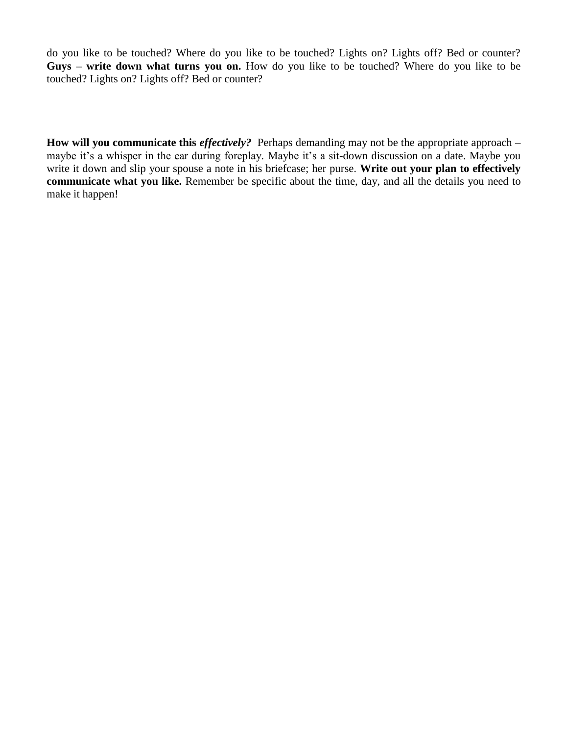do you like to be touched? Where do you like to be touched? Lights on? Lights off? Bed or counter? **Guys – write down what turns you on.** How do you like to be touched? Where do you like to be touched? Lights on? Lights off? Bed or counter?

**How will you communicate this *effectively?*** Perhaps demanding may not be the appropriate approach – maybe it's a whisper in the ear during foreplay. Maybe it's a sit-down discussion on a date. Maybe you write it down and slip your spouse a note in his briefcase; her purse. **Write out your plan to effectively communicate what you like.** Remember be specific about the time, day, and all the details you need to make it happen!